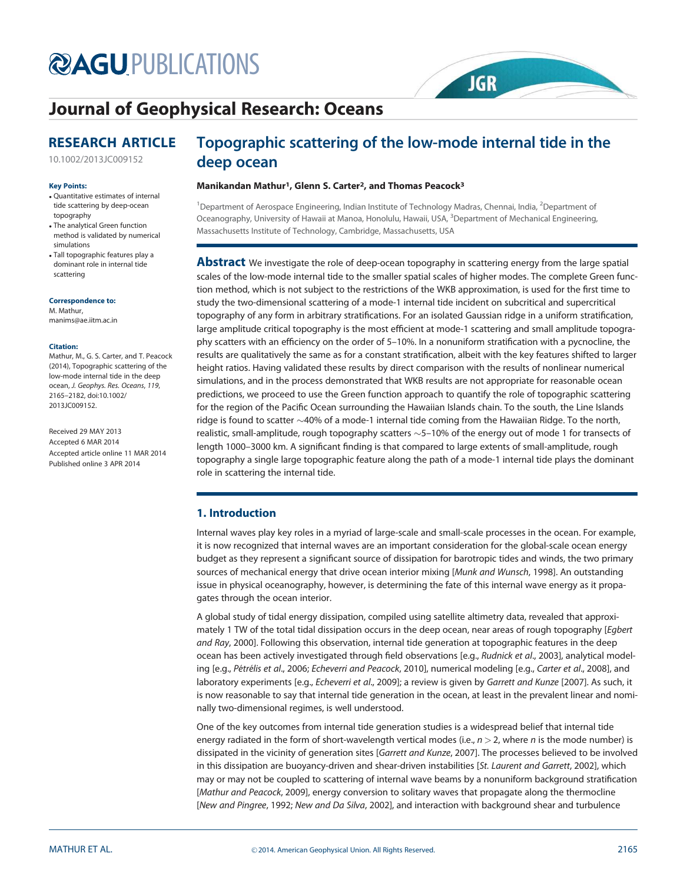# Journal of Geophysical Research: Oceans

## RESEARCH ARTICLE

10.1002/2013JC009152

**Key Points:**

- Quantitative estimates of internal tide scattering by deep-ocean topography
- The analytical Green function method is validated by numerical simulations
- Tall topographic features play a dominant role in internal tide scattering

**Correspondence to:**
M. Mathur,
manims@ae.iitm.ac.in

**Citation:**
Mathur, M., G. S. Carter, and T. Peacock (2014), Topographic scattering of the low-mode internal tide in the deep ocean, *J. Geophys. Res. Oceans*, *119*, 2165–2182, doi:10.1002/2013JC009152.

Received 29 MAY 2013
Accepted 6 MAR 2014
Accepted article online 11 MAR 2014
Published online 3 APR 2014

# Topographic scattering of the low-mode internal tide in the deep ocean

**Manikandan Mathur[1], Glenn S. Carter[2], and Thomas Peacock[3]**

[1]Department of Aerospace Engineering, Indian Institute of Technology Madras, Chennai, India, [2]Department of Oceanography, University of Hawaii at Manoa, Honolulu, Hawaii, USA, [3]Department of Mechanical Engineering, Massachusetts Institute of Technology, Cambridge, Massachusetts, USA

**Abstract** We investigate the role of deep-ocean topography in scattering energy from the large spatial scales of the low-mode internal tide to the smaller spatial scales of higher modes. The complete Green function method, which is not subject to the restrictions of the WKB approximation, is used for the first time to study the two-dimensional scattering of a mode-1 internal tide incident on subcritical and supercritical topography of any form in arbitrary stratifications. For an isolated Gaussian ridge in a uniform stratification, large amplitude critical topography is the most efficient at mode-1 scattering and small amplitude topography scatters with an efficiency on the order of 5–10%. In a nonuniform stratification with a pycnocline, the results are qualitatively the same as for a constant stratification, albeit with the key features shifted to larger height ratios. Having validated these results by direct comparison with the results of nonlinear numerical simulations, and in the process demonstrated that WKB results are not appropriate for reasonable ocean predictions, we proceed to use the Green function approach to quantify the role of topographic scattering for the region of the Pacific Ocean surrounding the Hawaiian Islands chain. To the south, the Line Islands ridge is found to scatter ~40% of a mode-1 internal tide coming from the Hawaiian Ridge. To the north, realistic, small-amplitude, rough topography scatters ~5–10% of the energy out of mode 1 for transects of length 1000–3000 km. A significant finding is that compared to large extents of small-amplitude, rough topography a single large topographic feature along the path of a mode-1 internal tide plays the dominant role in scattering the internal tide.

## 1. Introduction

Internal waves play key roles in a myriad of large-scale and small-scale processes in the ocean. For example, it is now recognized that internal waves are an important consideration for the global-scale ocean energy budget as they represent a significant source of dissipation for barotropic tides and winds, the two primary sources of mechanical energy that drive ocean interior mixing [*Munk and Wunsch*, 1998]. An outstanding issue in physical oceanography, however, is determining the fate of this internal wave energy as it propagates through the ocean interior.

A global study of tidal energy dissipation, compiled using satellite altimetry data, revealed that approximately 1 TW of the total tidal dissipation occurs in the deep ocean, near areas of rough topography [*Egbert and Ray*, 2000]. Following this observation, internal tide generation at topographic features in the deep ocean has been actively investigated through field observations [e.g., *Rudnick et al.*, 2003], analytical modeling [e.g., *Pétrélis et al.*, 2006; *Echeverri and Peacock*, 2010], numerical modeling [e.g., *Carter et al.*, 2008], and laboratory experiments [e.g., *Echeverri et al.*, 2009]; a review is given by *Garrett and Kunze* [2007]. As such, it is now reasonable to say that internal tide generation in the ocean, at least in the prevalent linear and nominally two-dimensional regimes, is well understood.

One of the key outcomes from internal tide generation studies is a widespread belief that internal tide energy radiated in the form of short-wavelength vertical modes (i.e., $n > 2$, where $n$ is the mode number) is dissipated in the vicinity of generation sites [*Garrett and Kunze*, 2007]. The processes believed to be involved in this dissipation are buoyancy-driven and shear-driven instabilities [*St. Laurent and Garrett*, 2002], which may or may not be coupled to scattering of internal wave beams by a nonuniform background stratification [*Mathur and Peacock*, 2009], energy conversion to solitary waves that propagate along the thermocline [*New and Pingree*, 1992; *New and Da Silva*, 2002], and interaction with background shear and turbulence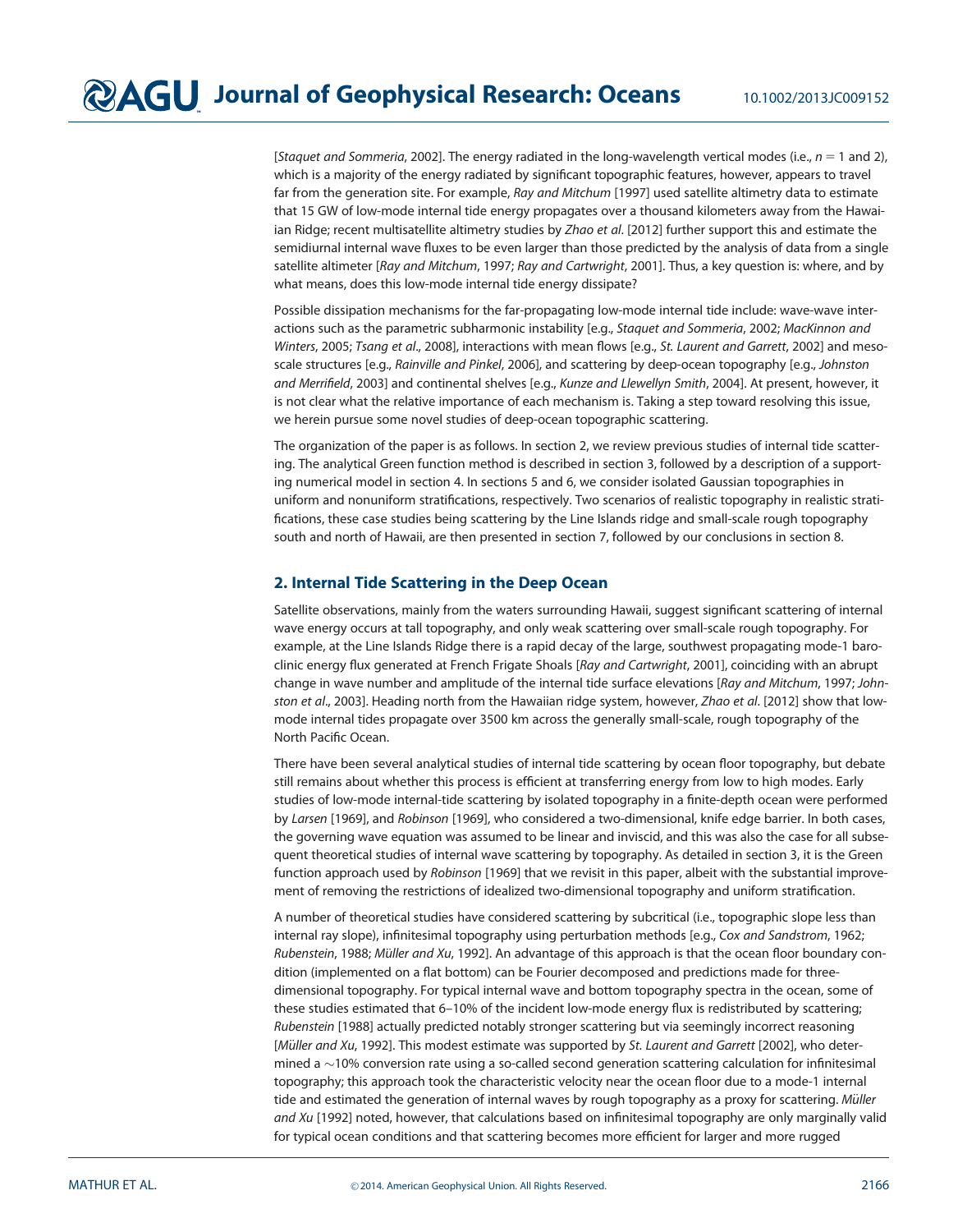[*Staquet and Sommeria*, 2002]. The energy radiated in the long-wavelength vertical modes (i.e., $n = 1$ and 2), which is a majority of the energy radiated by significant topographic features, however, appears to travel far from the generation site. For example, *Ray and Mitchum* [1997] used satellite altimetry data to estimate that 15 GW of low-mode internal tide energy propagates over a thousand kilometers away from the Hawaiian Ridge; recent multisatellite altimetry studies by *Zhao et al.* [2012] further support this and estimate the semidiurnal internal wave fluxes to be even larger than those predicted by the analysis of data from a single satellite altimeter [*Ray and Mitchum*, 1997; *Ray and Cartwright*, 2001]. Thus, a key question is: where, and by what means, does this low-mode internal tide energy dissipate?

Possible dissipation mechanisms for the far-propagating low-mode internal tide include: wave-wave interactions such as the parametric subharmonic instability [e.g., *Staquet and Sommeria*, 2002; *MacKinnon and Winters*, 2005; *Tsang et al.*, 2008], interactions with mean flows [e.g., *St. Laurent and Garrett*, 2002] and mesoscale structures [e.g., *Rainville and Pinkel*, 2006], and scattering by deep-ocean topography [e.g., *Johnston and Merrifield*, 2003] and continental shelves [e.g., *Kunze and Llewellyn Smith*, 2004]. At present, however, it is not clear what the relative importance of each mechanism is. Taking a step toward resolving this issue, we herein pursue some novel studies of deep-ocean topographic scattering.

The organization of the paper is as follows. In section 2, we review previous studies of internal tide scattering. The analytical Green function method is described in section 3, followed by a description of a supporting numerical model in section 4. In sections 5 and 6, we consider isolated Gaussian topographies in uniform and nonuniform stratifications, respectively. Two scenarios of realistic topography in realistic stratifications, these case studies being scattering by the Line Islands ridge and small-scale rough topography south and north of Hawaii, are then presented in section 7, followed by our conclusions in section 8.

## 2. Internal Tide Scattering in the Deep Ocean

Satellite observations, mainly from the waters surrounding Hawaii, suggest significant scattering of internal wave energy occurs at tall topography, and only weak scattering over small-scale rough topography. For example, at the Line Islands Ridge there is a rapid decay of the large, southwest propagating mode-1 baroclinic energy flux generated at French Frigate Shoals [*Ray and Cartwright*, 2001], coinciding with an abrupt change in wave number and amplitude of the internal tide surface elevations [*Ray and Mitchum*, 1997; *Johnston et al.*, 2003]. Heading north from the Hawaiian ridge system, however, *Zhao et al.* [2012] show that low-mode internal tides propagate over 3500 km across the generally small-scale, rough topography of the North Pacific Ocean.

There have been several analytical studies of internal tide scattering by ocean floor topography, but debate still remains about whether this process is efficient at transferring energy from low to high modes. Early studies of low-mode internal-tide scattering by isolated topography in a finite-depth ocean were performed by *Larsen* [1969], and *Robinson* [1969], who considered a two-dimensional, knife edge barrier. In both cases, the governing wave equation was assumed to be linear and inviscid, and this was also the case for all subsequent theoretical studies of internal wave scattering by topography. As detailed in section 3, it is the Green function approach used by *Robinson* [1969] that we revisit in this paper, albeit with the substantial improvement of removing the restrictions of idealized two-dimensional topography and uniform stratification.

A number of theoretical studies have considered scattering by subcritical (i.e., topographic slope less than internal ray slope), infinitesimal topography using perturbation methods [e.g., *Cox and Sandstrom*, 1962; *Rubenstein*, 1988; *Müller and Xu*, 1992]. An advantage of this approach is that the ocean floor boundary condition (implemented on a flat bottom) can be Fourier decomposed and predictions made for three-dimensional topography. For typical internal wave and bottom topography spectra in the ocean, some of these studies estimated that 6–10% of the incident low-mode energy flux is redistributed by scattering; *Rubenstein* [1988] actually predicted notably stronger scattering but via seemingly incorrect reasoning [*Müller and Xu*, 1992]. This modest estimate was supported by *St. Laurent and Garrett* [2002], who determined a $\sim$10% conversion rate using a so-called second generation scattering calculation for infinitesimal topography; this approach took the characteristic velocity near the ocean floor due to a mode-1 internal tide and estimated the generation of internal waves by rough topography as a proxy for scattering. *Müller and Xu* [1992] noted, however, that calculations based on infinitesimal topography are only marginally valid for typical ocean conditions and that scattering becomes more efficient for larger and more rugged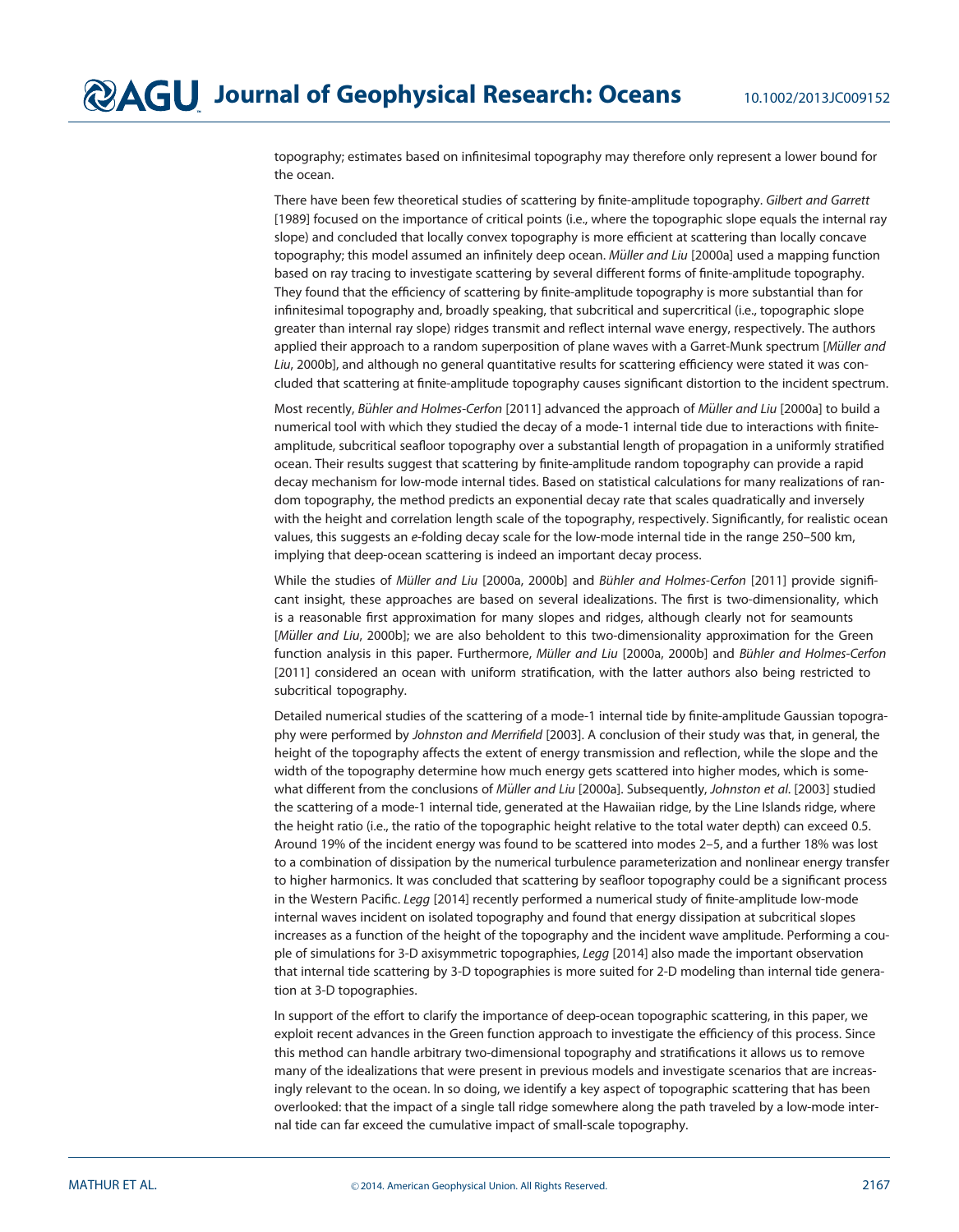topography; estimates based on infinitesimal topography may therefore only represent a lower bound for the ocean.

There have been few theoretical studies of scattering by finite-amplitude topography. *Gilbert and Garrett* [1989] focused on the importance of critical points (i.e., where the topographic slope equals the internal ray slope) and concluded that locally convex topography is more efficient at scattering than locally concave topography; this model assumed an infinitely deep ocean. *Müller and Liu* [2000a] used a mapping function based on ray tracing to investigate scattering by several different forms of finite-amplitude topography. They found that the efficiency of scattering by finite-amplitude topography is more substantial than for infinitesimal topography and, broadly speaking, that subcritical and supercritical (i.e., topographic slope greater than internal ray slope) ridges transmit and reflect internal wave energy, respectively. The authors applied their approach to a random superposition of plane waves with a Garret-Munk spectrum [*Müller and Liu*, 2000b], and although no general quantitative results for scattering efficiency were stated it was concluded that scattering at finite-amplitude topography causes significant distortion to the incident spectrum.

Most recently, *Bühler and Holmes-Cerfon* [2011] advanced the approach of *Müller and Liu* [2000a] to build a numerical tool with which they studied the decay of a mode-1 internal tide due to interactions with finite-amplitude, subcritical seafloor topography over a substantial length of propagation in a uniformly stratified ocean. Their results suggest that scattering by finite-amplitude random topography can provide a rapid decay mechanism for low-mode internal tides. Based on statistical calculations for many realizations of random topography, the method predicts an exponential decay rate that scales quadratically and inversely with the height and correlation length scale of the topography, respectively. Significantly, for realistic ocean values, this suggests an *e*-folding decay scale for the low-mode internal tide in the range 250–500 km, implying that deep-ocean scattering is indeed an important decay process.

While the studies of *Müller and Liu* [2000a, 2000b] and *Bühler and Holmes-Cerfon* [2011] provide significant insight, these approaches are based on several idealizations. The first is two-dimensionality, which is a reasonable first approximation for many slopes and ridges, although clearly not for seamounts [*Müller and Liu*, 2000b]; we are also beholdent to this two-dimensionality approximation for the Green function analysis in this paper. Furthermore, *Müller and Liu* [2000a, 2000b] and *Bühler and Holmes-Cerfon* [2011] considered an ocean with uniform stratification, with the latter authors also being restricted to subcritical topography.

Detailed numerical studies of the scattering of a mode-1 internal tide by finite-amplitude Gaussian topography were performed by *Johnston and Merrifield* [2003]. A conclusion of their study was that, in general, the height of the topography affects the extent of energy transmission and reflection, while the slope and the width of the topography determine how much energy gets scattered into higher modes, which is somewhat different from the conclusions of *Müller and Liu* [2000a]. Subsequently, *Johnston et al.* [2003] studied the scattering of a mode-1 internal tide, generated at the Hawaiian ridge, by the Line Islands ridge, where the height ratio (i.e., the ratio of the topographic height relative to the total water depth) can exceed 0.5. Around 19% of the incident energy was found to be scattered into modes 2–5, and a further 18% was lost to a combination of dissipation by the numerical turbulence parameterization and nonlinear energy transfer to higher harmonics. It was concluded that scattering by seafloor topography could be a significant process in the Western Pacific. *Legg* [2014] recently performed a numerical study of finite-amplitude low-mode internal waves incident on isolated topography and found that energy dissipation at subcritical slopes increases as a function of the height of the topography and the incident wave amplitude. Performing a couple of simulations for 3-D axisymmetric topographies, *Legg* [2014] also made the important observation that internal tide scattering by 3-D topographies is more suited for 2-D modeling than internal tide generation at 3-D topographies.

In support of the effort to clarify the importance of deep-ocean topographic scattering, in this paper, we exploit recent advances in the Green function approach to investigate the efficiency of this process. Since this method can handle arbitrary two-dimensional topography and stratifications it allows us to remove many of the idealizations that were present in previous models and investigate scenarios that are increasingly relevant to the ocean. In so doing, we identify a key aspect of topographic scattering that has been overlooked: that the impact of a single tall ridge somewhere along the path traveled by a low-mode internal tide can far exceed the cumulative impact of small-scale topography.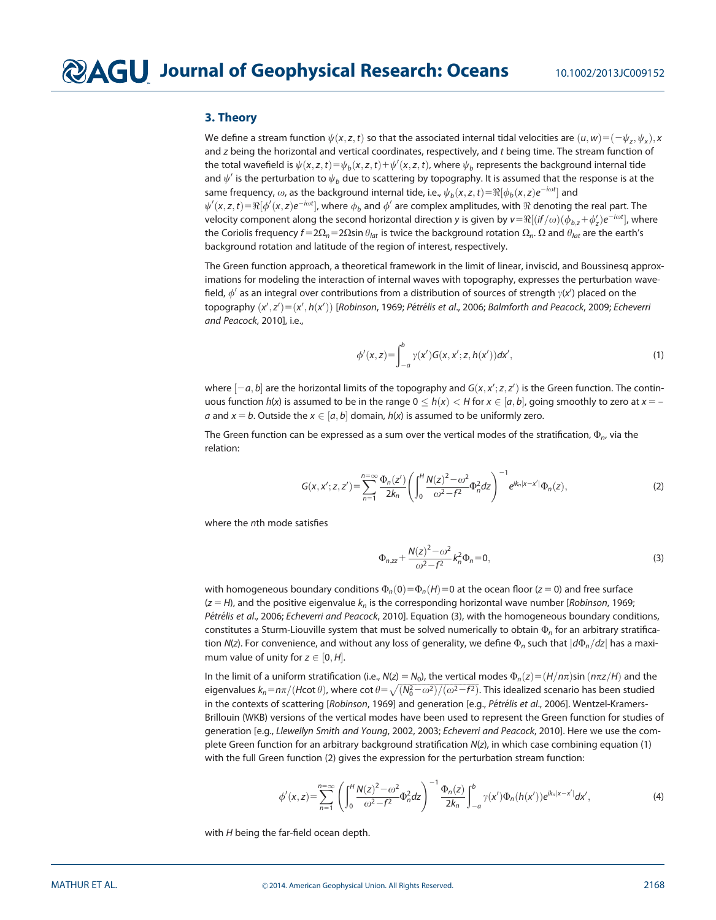## 3. Theory

We define a stream function $\psi(x,z,t)$ so that the associated internal tidal velocities are $(u,w)=(-\psi_z,\psi_x)$, $x$ and $z$ being the horizontal and vertical coordinates, respectively, and $t$ being time. The stream function of the total wavefield is $\psi(x,z,t)=\psi_b(x,z,t)+\psi'(x,z,t)$, where $\psi_b$ represents the background internal tide and $\psi'$ is the perturbation to $\psi_b$ due to scattering by topography. It is assumed that the response is at the same frequency, $\omega$, as the background internal tide, i.e., $\psi_b(x,z,t)=\Re[\phi_b(x,z)e^{-i\omega t}]$ and $\psi'(x,z,t)=\Re[\phi'(x,z)e^{-i\omega t}]$, where $\phi_b$ and $\phi'$ are complex amplitudes, with $\Re$ denoting the real part. The velocity component along the second horizontal direction $y$ is given by $v=\Re[(if/\omega)(\phi_{b,z}+\phi'_z)e^{-i\omega t}]$, where the Coriolis frequency $f=2\Omega_n=2\Omega\sin\theta_{lat}$ is twice the background rotation $\Omega_n$. $\Omega$ and $\theta_{lat}$ are the earth's background rotation and latitude of the region of interest, respectively.

The Green function approach, a theoretical framework in the limit of linear, inviscid, and Boussinesq approximations for modeling the interaction of internal waves with topography, expresses the perturbation wavefield, $\phi'$ as an integral over contributions from a distribution of sources of strength $\gamma(x')$ placed on the topography $(x',z')=(x',h(x'))$ [*Robinson*, 1969; *Pétrélis et al.*, 2006; *Balmforth and Peacock*, 2009; *Echeverri and Peacock*, 2010], i.e.,

$$\phi'(x,z)=\int_{-a}^{b}\gamma(x')G(x,x';z,h(x'))dx', \tag{1}$$

where $[-a,b]$ are the horizontal limits of the topography and $G(x,x';z,z')$ is the Green function. The continuous function $h(x)$ is assumed to be in the range $0\leq h(x)<H$ for $x\in[a,b]$, going smoothly to zero at $x=-a$ and $x=b$. Outside the $x\in[a,b]$ domain, $h(x)$ is assumed to be uniformly zero.

The Green function can be expressed as a sum over the vertical modes of the stratification, $\Phi_n$, via the relation:

$$G(x,x';z,z')=\sum_{n=1}^{n=\infty}\frac{\Phi_n(z')}{2k_n}\left(\int_0^H\frac{N(z)^2-\omega^2}{\omega^2-f^2}\Phi_n^2dz\right)^{-1}e^{ik_n|x-x'|}\Phi_n(z), \tag{2}$$

where the $n$th mode satisfies

$$\Phi_{n,zz}+\frac{N(z)^2-\omega^2}{\omega^2-f^2}k_n^2\Phi_n=0, \tag{3}$$

with homogeneous boundary conditions $\Phi_n(0)=\Phi_n(H)=0$ at the ocean floor ($z=0$) and free surface ($z=H$), and the positive eigenvalue $k_n$ is the corresponding horizontal wave number [*Robinson*, 1969; *Pétrélis et al.*, 2006; *Echeverri and Peacock*, 2010]. Equation (3), with the homogeneous boundary conditions, constitutes a Sturm-Liouville system that must be solved numerically to obtain $\Phi_n$ for an arbitrary stratification $N(z)$. For convenience, and without any loss of generality, we define $\Phi_n$ such that $|d\Phi_n/dz|$ has a maximum value of unity for $z\in[0,H]$.

In the limit of a uniform stratification (i.e., $N(z)=N_0$), the vertical modes $\Phi_n(z)=(H/n\pi)\sin(n\pi z/H)$ and the eigenvalues $k_n=n\pi/(H\cot\theta)$, where $\cot\theta=\sqrt{(N_0^2-\omega^2)/(\omega^2-f^2)}$. This idealized scenario has been studied in the contexts of scattering [*Robinson*, 1969] and generation [e.g., *Pétrélis et al.*, 2006]. Wentzel-Kramers-Brillouin (WKB) versions of the vertical modes have been used to represent the Green function for studies of generation [e.g., *Llewellyn Smith and Young*, 2002, 2003; *Echeverri and Peacock*, 2010]. Here we use the complete Green function for an arbitrary background stratification $N(z)$, in which case combining equation (1) with the full Green function (2) gives the expression for the perturbation stream function:

$$\phi'(x,z)=\sum_{n=1}^{n=\infty}\left(\int_0^H\frac{N(z)^2-\omega^2}{\omega^2-f^2}\Phi_n^2dz\right)^{-1}\frac{\Phi_n(z)}{2k_n}\int_{-a}^{b}\gamma(x')\Phi_n(h(x'))e^{ik_n|x-x'|}dx', \tag{4}$$

with $H$ being the far-field ocean depth.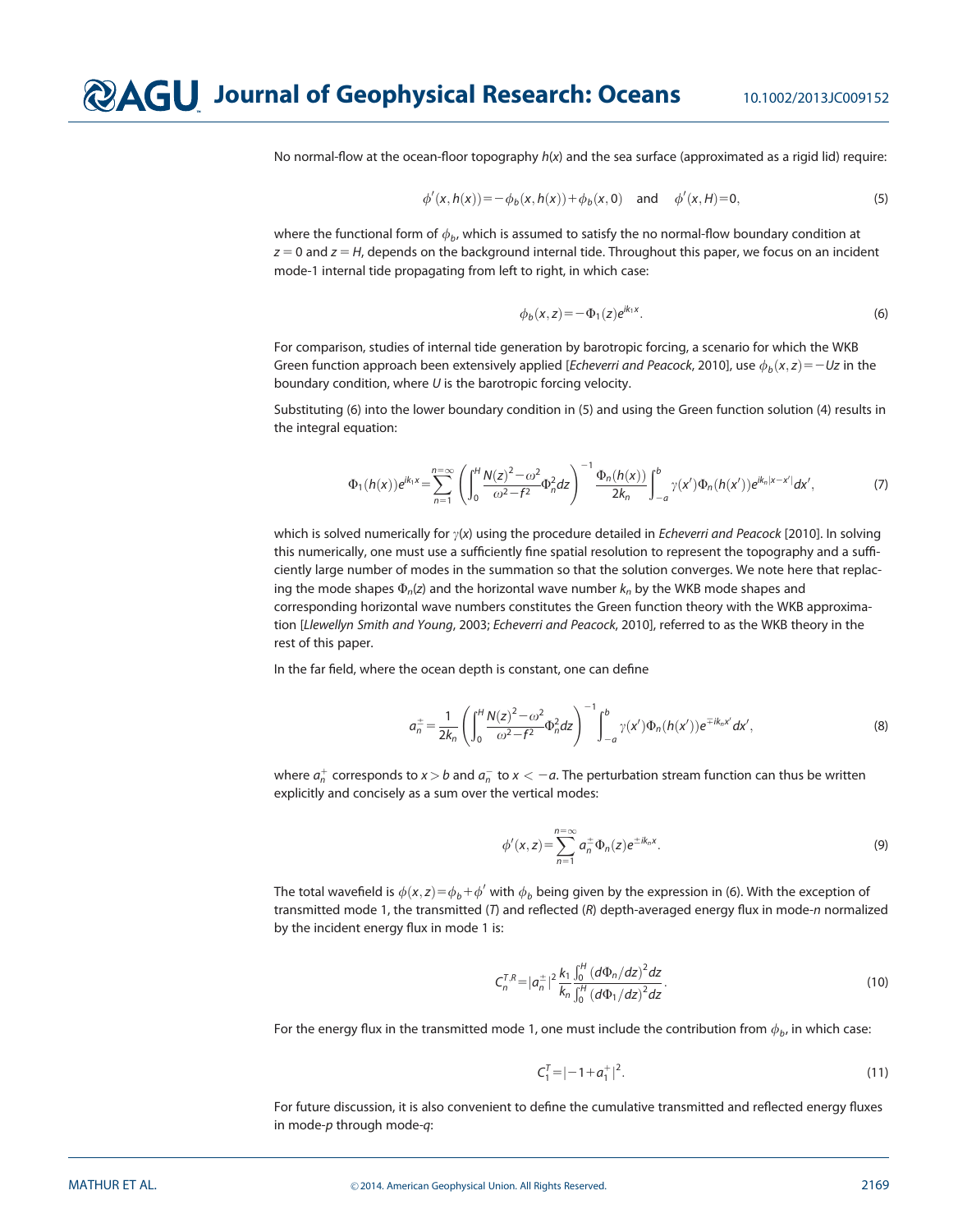No normal-flow at the ocean-floor topography $h(x)$ and the sea surface (approximated as a rigid lid) require:

$$\phi'(x, h(x)) = -\phi_b(x, h(x)) + \phi_b(x, 0) \quad \text{and} \quad \phi'(x, H) = 0, \tag{5}$$

where the functional form of $\phi_b$, which is assumed to satisfy the no normal-flow boundary condition at $z=0$ and $z=H$, depends on the background internal tide. Throughout this paper, we focus on an incident mode-1 internal tide propagating from left to right, in which case:

$$\phi_b(x, z) = -\Phi_1(z)e^{ik_1 x}. \tag{6}$$

For comparison, studies of internal tide generation by barotropic forcing, a scenario for which the WKB Green function approach been extensively applied [*Echeverri and Peacock*, 2010], use $\phi_b(x, z) = -Uz$ in the boundary condition, where $U$ is the barotropic forcing velocity.

Substituting (6) into the lower boundary condition in (5) and using the Green function solution (4) results in the integral equation:

$$\Phi_1(h(x))e^{ik_1 x} = \sum_{n=1}^{n=\infty} \left( \int_0^H \frac{N(z)^2 - \omega^2}{\omega^2 - f^2} \Phi_n^2 dz \right)^{-1} \frac{\Phi_n(h(x))}{2k_n} \int_{-a}^{b} \gamma(x')\Phi_n(h(x'))e^{ik_n|x-x'|}dx', \tag{7}$$

which is solved numerically for $\gamma(x)$ using the procedure detailed in *Echeverri and Peacock* [2010]. In solving this numerically, one must use a sufficiently fine spatial resolution to represent the topography and a sufficiently large number of modes in the summation so that the solution converges. We note here that replacing the mode shapes $\Phi_n(z)$ and the horizontal wave number $k_n$ by the WKB mode shapes and corresponding horizontal wave numbers constitutes the Green function theory with the WKB approximation [*Llewellyn Smith and Young*, 2003; *Echeverri and Peacock*, 2010], referred to as the WKB theory in the rest of this paper.

In the far field, where the ocean depth is constant, one can define

$$a_n^{\pm} = \frac{1}{2k_n} \left( \int_0^H \frac{N(z)^2 - \omega^2}{\omega^2 - f^2} \Phi_n^2 dz \right)^{-1} \int_{-a}^{b} \gamma(x')\Phi_n(h(x'))e^{\mp ik_n x'}dx', \tag{8}$$

where $a_n^+$ corresponds to $x > b$ and $a_n^-$ to $x < -a$. The perturbation stream function can thus be written explicitly and concisely as a sum over the vertical modes:

$$\phi'(x, z) = \sum_{n=1}^{n=\infty} a_n^{\pm} \Phi_n(z)e^{\pm ik_n x}. \tag{9}$$

The total wavefield is $\phi(x, z) = \phi_b + \phi'$ with $\phi_b$ being given by the expression in (6). With the exception of transmitted mode 1, the transmitted ($T$) and reflected ($R$) depth-averaged energy flux in mode-$n$ normalized by the incident energy flux in mode 1 is:

$$C_n^{T,R} = |a_n^{\pm}|^2 \frac{k_1}{k_n} \frac{\int_0^H (d\Phi_n/dz)^2 dz}{\int_0^H (d\Phi_1/dz)^2 dz}. \tag{10}$$

For the energy flux in the transmitted mode 1, one must include the contribution from $\phi_b$, in which case:

$$C_1^T = |-1 + a_1^+|^2. \tag{11}$$

For future discussion, it is also convenient to define the cumulative transmitted and reflected energy fluxes in mode-$p$ through mode-$q$: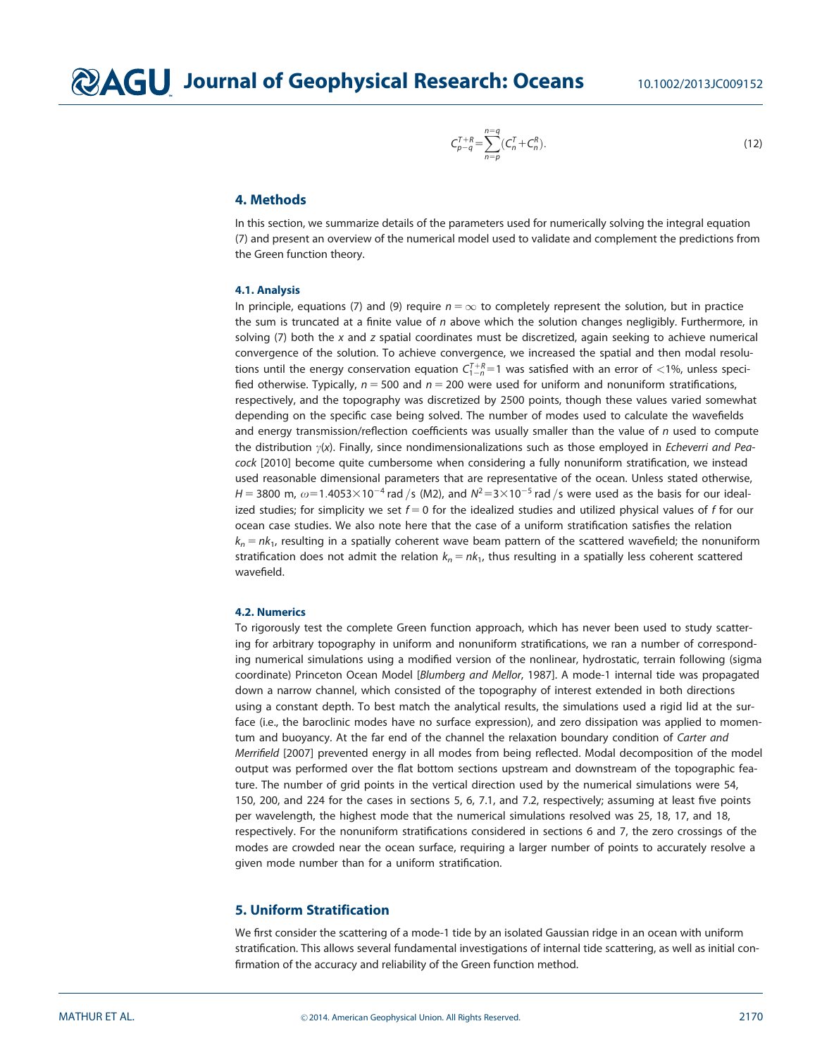$$C_{p-q}^{T+R}=\sum_{n=p}^{n=q}(C_n^T+C_n^R). \tag{12}$$

## 4. Methods

In this section, we summarize details of the parameters used for numerically solving the integral equation (7) and present an overview of the numerical model used to validate and complement the predictions from the Green function theory.

### 4.1. Analysis

In principle, equations (7) and (9) require $n=\infty$ to completely represent the solution, but in practice the sum is truncated at a finite value of $n$ above which the solution changes negligibly. Furthermore, in solving (7) both the $x$ and $z$ spatial coordinates must be discretized, again seeking to achieve numerical convergence of the solution. To achieve convergence, we increased the spatial and then modal resolutions until the energy conservation equation $C_{1-n}^{T+R}=1$ was satisfied with an error of <1%, unless specified otherwise. Typically, $n=500$ and $n=200$ were used for uniform and nonuniform stratifications, respectively, and the topography was discretized by 2500 points, though these values varied somewhat depending on the specific case being solved. The number of modes used to calculate the wavefields and energy transmission/reflection coefficients was usually smaller than the value of $n$ used to compute the distribution $\gamma(x)$. Finally, since nondimensionalizations such as those employed in *Echeverri and Peacock* [2010] become quite cumbersome when considering a fully nonuniform stratification, we instead used reasonable dimensional parameters that are representative of the ocean. Unless stated otherwise, $H=3800$ m, $\omega=1.4053\times10^{-4}$ rad /s (M2), and $N^2=3\times10^{-5}$ rad /s were used as the basis for our idealized studies; for simplicity we set $f=0$ for the idealized studies and utilized physical values of $f$ for our ocean case studies. We also note here that the case of a uniform stratification satisfies the relation $k_n=nk_1$, resulting in a spatially coherent wave beam pattern of the scattered wavefield; the nonuniform stratification does not admit the relation $k_n=nk_1$, thus resulting in a spatially less coherent scattered wavefield.

### 4.2. Numerics

To rigorously test the complete Green function approach, which has never been used to study scattering for arbitrary topography in uniform and nonuniform stratifications, we ran a number of corresponding numerical simulations using a modified version of the nonlinear, hydrostatic, terrain following (sigma coordinate) Princeton Ocean Model [*Blumberg and Mellor*, 1987]. A mode-1 internal tide was propagated down a narrow channel, which consisted of the topography of interest extended in both directions using a constant depth. To best match the analytical results, the simulations used a rigid lid at the surface (i.e., the baroclinic modes have no surface expression), and zero dissipation was applied to momentum and buoyancy. At the far end of the channel the relaxation boundary condition of *Carter and Merrifield* [2007] prevented energy in all modes from being reflected. Modal decomposition of the model output was performed over the flat bottom sections upstream and downstream of the topographic feature. The number of grid points in the vertical direction used by the numerical simulations were 54, 150, 200, and 224 for the cases in sections 5, 6, 7.1, and 7.2, respectively; assuming at least five points per wavelength, the highest mode that the numerical simulations resolved was 25, 18, 17, and 18, respectively. For the nonuniform stratifications considered in sections 6 and 7, the zero crossings of the modes are crowded near the ocean surface, requiring a larger number of points to accurately resolve a given mode number than for a uniform stratification.

## 5. Uniform Stratification

We first consider the scattering of a mode-1 tide by an isolated Gaussian ridge in an ocean with uniform stratification. This allows several fundamental investigations of internal tide scattering, as well as initial confirmation of the accuracy and reliability of the Green function method.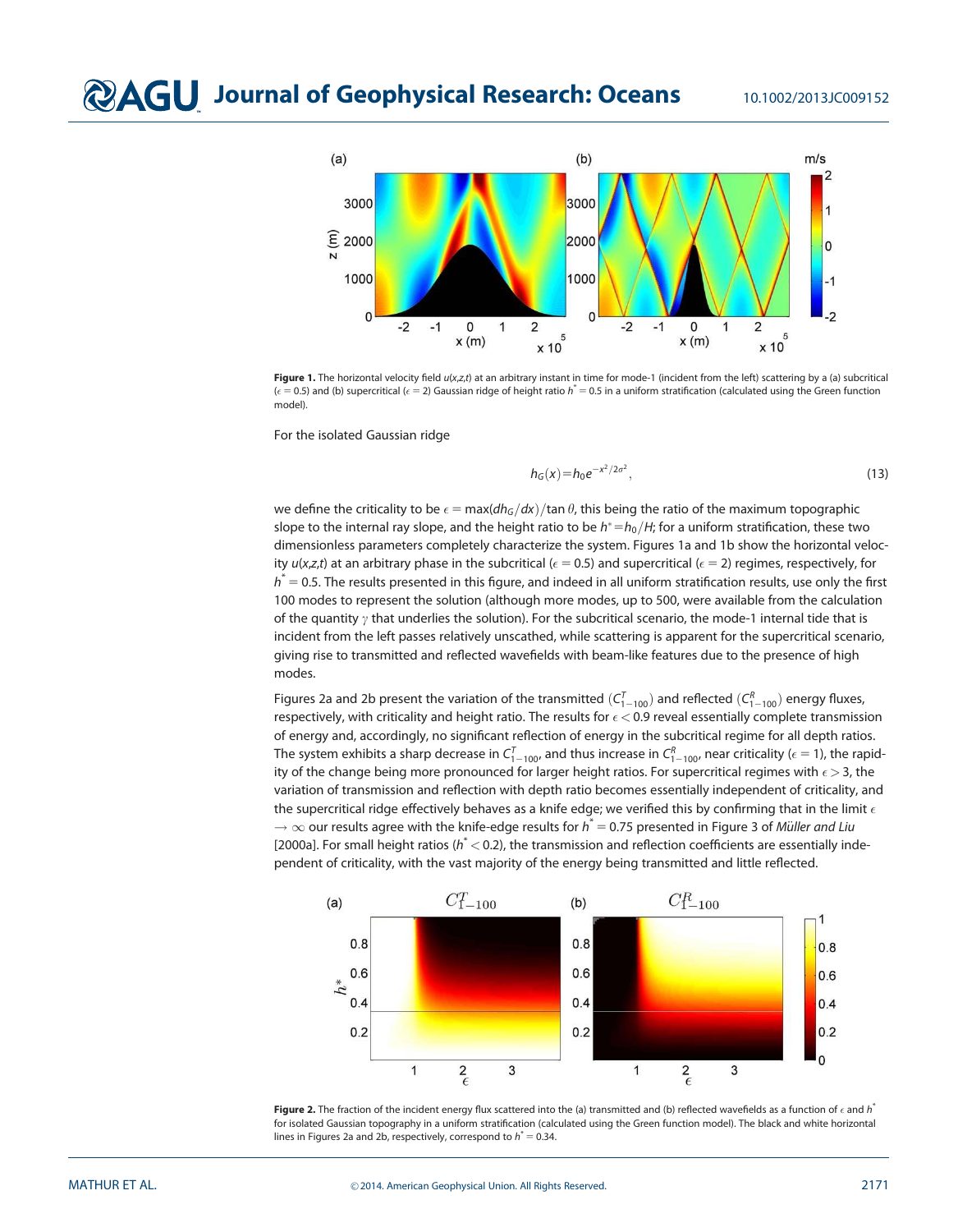**Figure 1.** The horizontal velocity field $u(x,z,t)$ at an arbitrary instant in time for mode-1 (incident from the left) scattering by a (a) subcritical ($\epsilon = 0.5$) and (b) supercritical ($\epsilon = 2$) Gaussian ridge of height ratio $h^* = 0.5$ in a uniform stratification (calculated using the Green function model).

For the isolated Gaussian ridge

$$h_G(x) = h_0 e^{-x^2/2\sigma^2}, \tag{13}$$

we define the criticality to be $\epsilon = \max(dh_G/dx)/\tan\theta$, this being the ratio of the maximum topographic slope to the internal ray slope, and the height ratio to be $h^* = h_0/H$; for a uniform stratification, these two dimensionless parameters completely characterize the system. Figures 1a and 1b show the horizontal velocity $u(x,z,t)$ at an arbitrary phase in the subcritical ($\epsilon = 0.5$) and supercritical ($\epsilon = 2$) regimes, respectively, for $h^* = 0.5$. The results presented in this figure, and indeed in all uniform stratification results, use only the first 100 modes to represent the solution (although more modes, up to 500, were available from the calculation of the quantity $\gamma$ that underlies the solution). For the subcritical scenario, the mode-1 internal tide that is incident from the left passes relatively unscathed, while scattering is apparent for the supercritical scenario, giving rise to transmitted and reflected wavefields with beam-like features due to the presence of high modes.

Figures 2a and 2b present the variation of the transmitted ($C^T_{1-100}$) and reflected ($C^R_{1-100}$) energy fluxes, respectively, with criticality and height ratio. The results for $\epsilon < 0.9$ reveal essentially complete transmission of energy and, accordingly, no significant reflection of energy in the subcritical regime for all depth ratios. The system exhibits a sharp decrease in $C^T_{1-100}$, and thus increase in $C^R_{1-100}$, near criticality ($\epsilon = 1$), the rapidity of the change being more pronounced for larger height ratios. For supercritical regimes with $\epsilon > 3$, the variation of transmission and reflection with depth ratio becomes essentially independent of criticality, and the supercritical ridge effectively behaves as a knife edge; we verified this by confirming that in the limit $\epsilon \to \infty$ our results agree with the knife-edge results for $h^* = 0.75$ presented in Figure 3 of *Müller and Liu* [2000a]. For small height ratios ($h^* < 0.2$), the transmission and reflection coefficients are essentially independent of criticality, with the vast majority of the energy being transmitted and little reflected.

**Figure 2.** The fraction of the incident energy flux scattered into the (a) transmitted and (b) reflected wavefields as a function of $\epsilon$ and $h^*$ for isolated Gaussian topography in a uniform stratification (calculated using the Green function model). The black and white horizontal lines in Figures 2a and 2b, respectively, correspond to $h^* = 0.34$.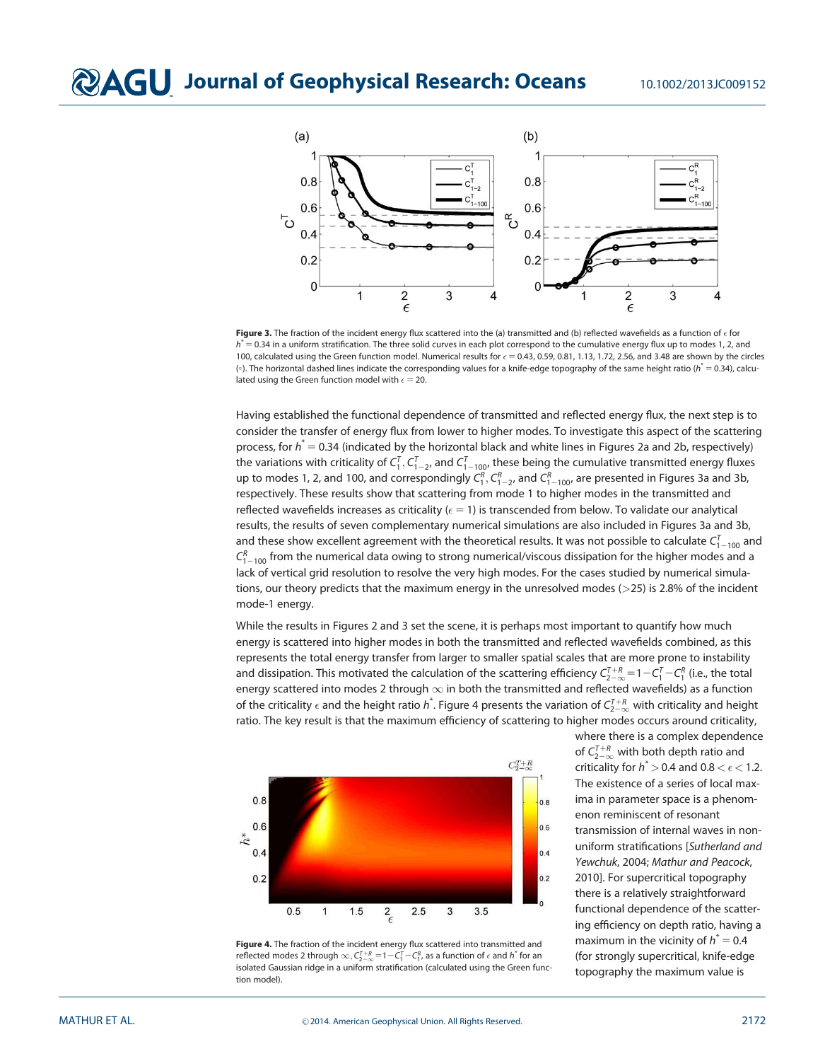**Figure 3.** The fraction of the incident energy flux scattered into the (a) transmitted and (b) reflected wavefields as a function of $\epsilon$ for $h^* = 0.34$ in a uniform stratification. The three solid curves in each plot correspond to the cumulative energy flux up to modes 1, 2, and 100, calculated using the Green function model. Numerical results for $\epsilon = 0.43, 0.59, 0.81, 1.13, 1.72, 2.56$, and 3.48 are shown by the circles ($\circ$). The horizontal dashed lines indicate the corresponding values for a knife-edge topography of the same height ratio ($h^* = 0.34$), calculated using the Green function model with $\epsilon = 20$.

Having established the functional dependence of transmitted and reflected energy flux, the next step is to consider the transfer of energy flux from lower to higher modes. To investigate this aspect of the scattering process, for $h^* = 0.34$ (indicated by the horizontal black and white lines in Figures 2a and 2b, respectively) the variations with criticality of $C_1^T$, $C_{1-2}^T$, and $C_{1-100}^T$, these being the cumulative transmitted energy fluxes up to modes 1, 2, and 100, and correspondingly $C_1^R$, $C_{1-2}^R$, and $C_{1-100}^R$, are presented in Figures 3a and 3b, respectively. These results show that scattering from mode 1 to higher modes in the transmitted and reflected wavefields increases as criticality ($\epsilon = 1$) is transcended from below. To validate our analytical results, the results of seven complementary numerical simulations are also included in Figures 3a and 3b, and these show excellent agreement with the theoretical results. It was not possible to calculate $C_{1-100}^T$ and $C_{1-100}^R$ from the numerical data owing to strong numerical/viscous dissipation for the higher modes and a lack of vertical grid resolution to resolve the very high modes. For the cases studied by numerical simulations, our theory predicts that the maximum energy in the unresolved modes ($>25$) is 2.8% of the incident mode-1 energy.

While the results in Figures 2 and 3 set the scene, it is perhaps most important to quantify how much energy is scattered into higher modes in both the transmitted and reflected wavefields combined, as this represents the total energy transfer from larger to smaller spatial scales that are more prone to instability and dissipation. This motivated the calculation of the scattering efficiency $C_{2-\infty}^{T+R} = 1 - C_1^T - C_1^R$ (i.e., the total energy scattered into modes 2 through $\infty$ in both the transmitted and reflected wavefields) as a function of the criticality $\epsilon$ and the height ratio $h^*$. Figure 4 presents the variation of $C_{2-\infty}^{T+R}$ with criticality and height ratio. The key result is that the maximum efficiency of scattering to higher modes occurs around criticality, where there is a complex dependence of $C_{2-\infty}^{T+R}$ with both depth ratio and criticality for $h^* > 0.4$ and $0.8 < \epsilon < 1.2$. The existence of a series of local maxima in parameter space is a phenomenon reminiscent of resonant transmission of internal waves in nonuniform stratifications [*Sutherland and Yewchuk*, 2004; *Mathur and Peacock*, 2010]. For supercritical topography there is a relatively straightforward functional dependence of the scattering efficiency on depth ratio, having a maximum in the vicinity of $h^* = 0.4$ (for strongly supercritical, knife-edge topography the maximum value is

**Figure 4.** The fraction of the incident energy flux scattered into transmitted and reflected modes 2 through $\infty$, $C_{2-\infty}^{T+R} = 1 - C_1^T - C_1^R$, as a function of $\epsilon$ and $h^*$ for an isolated Gaussian ridge in a uniform stratification (calculated using the Green function model).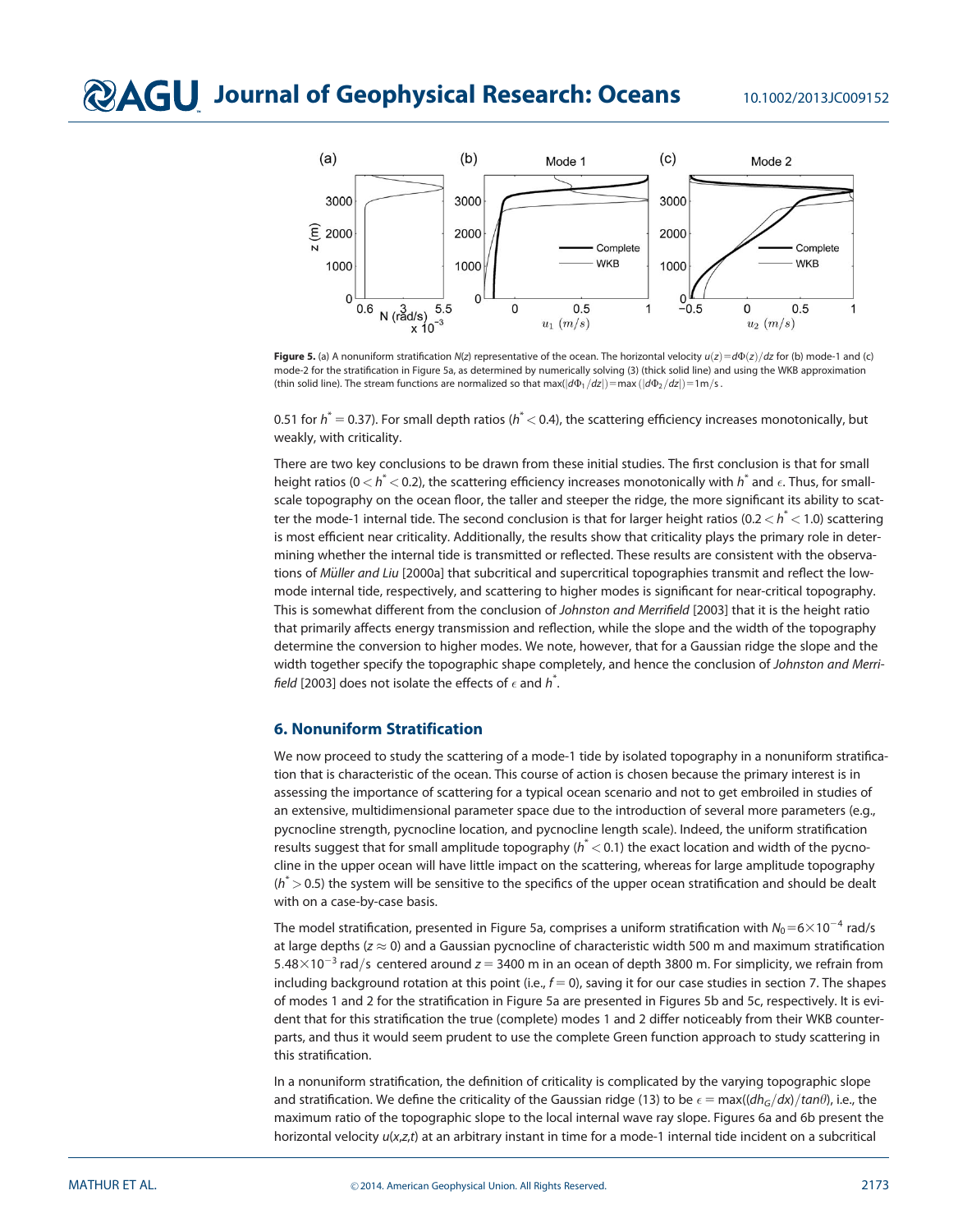**Figure 5.** (a) A nonuniform stratification $N(z)$ representative of the ocean. The horizontal velocity $u(z) = d\Phi(z)/dz$ for (b) mode-1 and (c) mode-2 for the stratification in Figure 5a, as determined by numerically solving (3) (thick solid line) and using the WKB approximation (thin solid line). The stream functions are normalized so that $\max(|d\Phi_1/dz|) = \max(|d\Phi_2/dz|) = 1\,\mathrm{m/s}$.

0.51 for $h^* = 0.37$). For small depth ratios ($h^* < 0.4$), the scattering efficiency increases monotonically, but weakly, with criticality.

There are two key conclusions to be drawn from these initial studies. The first conclusion is that for small height ratios ($0 < h^* < 0.2$), the scattering efficiency increases monotonically with $h^*$ and $\epsilon$. Thus, for small-scale topography on the ocean floor, the taller and steeper the ridge, the more significant its ability to scatter the mode-1 internal tide. The second conclusion is that for larger height ratios ($0.2 < h^* < 1.0$) scattering is most efficient near criticality. Additionally, the results show that criticality plays the primary role in determining whether the internal tide is transmitted or reflected. These results are consistent with the observations of *Müller and Liu* [2000a] that subcritical and supercritical topographies transmit and reflect the low-mode internal tide, respectively, and scattering to higher modes is significant for near-critical topography. This is somewhat different from the conclusion of *Johnston and Merrifield* [2003] that it is the height ratio that primarily affects energy transmission and reflection, while the slope and the width of the topography determine the conversion to higher modes. We note, however, that for a Gaussian ridge the slope and the width together specify the topographic shape completely, and hence the conclusion of *Johnston and Merrifield* [2003] does not isolate the effects of $\epsilon$ and $h^*$.

## 6. Nonuniform Stratification

We now proceed to study the scattering of a mode-1 tide by isolated topography in a nonuniform stratification that is characteristic of the ocean. This course of action is chosen because the primary interest is in assessing the importance of scattering for a typical ocean scenario and not to get embroiled in studies of an extensive, multidimensional parameter space due to the introduction of several more parameters (e.g., pycnocline strength, pycnocline location, and pycnocline length scale). Indeed, the uniform stratification results suggest that for small amplitude topography ($h^* < 0.1$) the exact location and width of the pycnocline in the upper ocean will have little impact on the scattering, whereas for large amplitude topography ($h^* > 0.5$) the system will be sensitive to the specifics of the upper ocean stratification and should be dealt with on a case-by-case basis.

The model stratification, presented in Figure 5a, comprises a uniform stratification with $N_0 = 6 \times 10^{-4}$ rad/s at large depths ($z \approx 0$) and a Gaussian pycnocline of characteristic width 500 m and maximum stratification $5.48 \times 10^{-3}$ rad/s centered around $z = 3400$ m in an ocean of depth 3800 m. For simplicity, we refrain from including background rotation at this point (i.e., $f = 0$), saving it for our case studies in section 7. The shapes of modes 1 and 2 for the stratification in Figure 5a are presented in Figures 5b and 5c, respectively. It is evident that for this stratification the true (complete) modes 1 and 2 differ noticeably from their WKB counterparts, and thus it would seem prudent to use the complete Green function approach to study scattering in this stratification.

In a nonuniform stratification, the definition of criticality is complicated by the varying topographic slope and stratification. We define the criticality of the Gaussian ridge (13) to be $\epsilon = \max((dh_G/dx)/\tan\theta)$, i.e., the maximum ratio of the topographic slope to the local internal wave ray slope. Figures 6a and 6b present the horizontal velocity $u(x,z,t)$ at an arbitrary instant in time for a mode-1 internal tide incident on a subcritical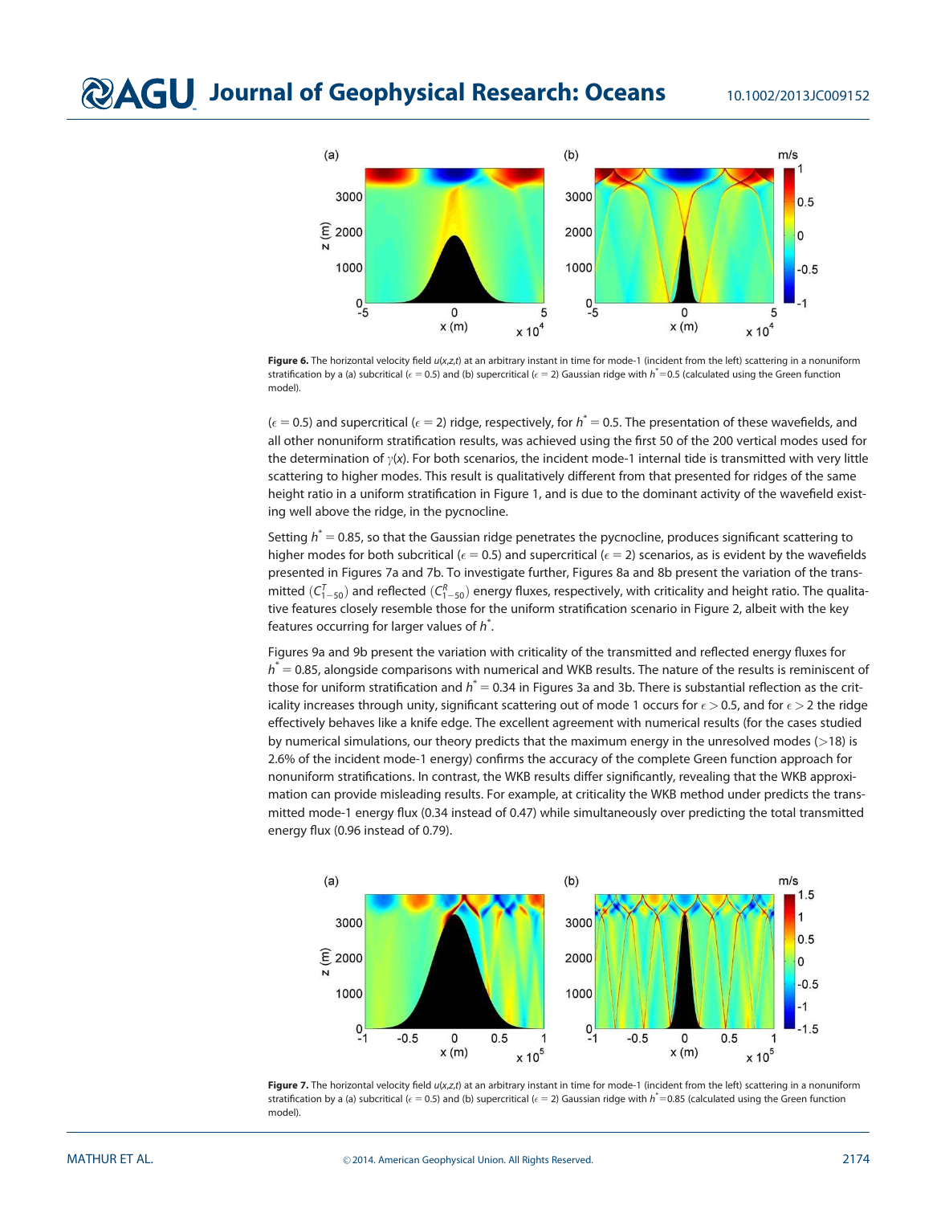**Figure 6.** The horizontal velocity field $u(x,z,t)$ at an arbitrary instant in time for mode-1 (incident from the left) scattering in a nonuniform stratification by a (a) subcritical ($\epsilon = 0.5$) and (b) supercritical ($\epsilon = 2$) Gaussian ridge with $h^* = 0.5$ (calculated using the Green function model).

($\epsilon = 0.5$) and supercritical ($\epsilon = 2$) ridge, respectively, for $h^* = 0.5$. The presentation of these wavefields, and all other nonuniform stratification results, was achieved using the first 50 of the 200 vertical modes used for the determination of $\gamma(x)$. For both scenarios, the incident mode-1 internal tide is transmitted with very little scattering to higher modes. This result is qualitatively different from that presented for ridges of the same height ratio in a uniform stratification in Figure 1, and is due to the dominant activity of the wavefield existing well above the ridge, in the pycnocline.

Setting $h^* = 0.85$, so that the Gaussian ridge penetrates the pycnocline, produces significant scattering to higher modes for both subcritical ($\epsilon = 0.5$) and supercritical ($\epsilon = 2$) scenarios, as is evident by the wavefields presented in Figures 7a and 7b. To investigate further, Figures 8a and 8b present the variation of the transmitted ($C^T_{1-50}$) and reflected ($C^R_{1-50}$) energy fluxes, respectively, with criticality and height ratio. The qualitative features closely resemble those for the uniform stratification scenario in Figure 2, albeit with the key features occurring for larger values of $h^*$.

Figures 9a and 9b present the variation with criticality of the transmitted and reflected energy fluxes for $h^* = 0.85$, alongside comparisons with numerical and WKB results. The nature of the results is reminiscent of those for uniform stratification and $h^* = 0.34$ in Figures 3a and 3b. There is substantial reflection as the criticality increases through unity, significant scattering out of mode 1 occurs for $\epsilon > 0.5$, and for $\epsilon > 2$ the ridge effectively behaves like a knife edge. The excellent agreement with numerical results (for the cases studied by numerical simulations, our theory predicts that the maximum energy in the unresolved modes (>18) is 2.6% of the incident mode-1 energy) confirms the accuracy of the complete Green function approach for nonuniform stratifications. In contrast, the WKB results differ significantly, revealing that the WKB approximation can provide misleading results. For example, at criticality the WKB method under predicts the transmitted mode-1 energy flux (0.34 instead of 0.47) while simultaneously over predicting the total transmitted energy flux (0.96 instead of 0.79).

**Figure 7.** The horizontal velocity field $u(x,z,t)$ at an arbitrary instant in time for mode-1 (incident from the left) scattering in a nonuniform stratification by a (a) subcritical ($\epsilon = 0.5$) and (b) supercritical ($\epsilon = 2$) Gaussian ridge with $h^* = 0.85$ (calculated using the Green function model).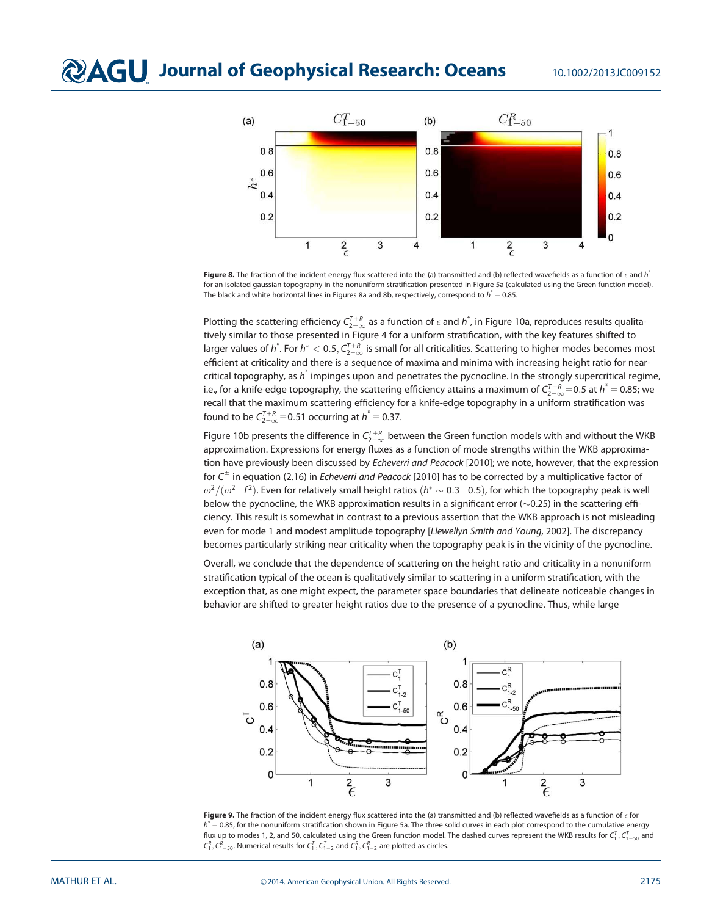**Figure 8.** The fraction of the incident energy flux scattered into the (a) transmitted and (b) reflected wavefields as a function of $\epsilon$ and $h^*$ for an isolated gaussian topography in the nonuniform stratification presented in Figure 5a (calculated using the Green function model). The black and white horizontal lines in Figures 8a and 8b, respectively, correspond to $h^* = 0.85$.

Plotting the scattering efficiency $C^{T+R}_{2-\infty}$ as a function of $\epsilon$ and $h^*$, in Figure 10a, reproduces results qualitatively similar to those presented in Figure 4 for a uniform stratification, with the key features shifted to larger values of $h^*$. For $h^* < 0.5$, $C^{T+R}_{2-\infty}$ is small for all criticalities. Scattering to higher modes becomes most efficient at criticality and there is a sequence of maxima and minima with increasing height ratio for near-critical topography, as $h^*$ impinges upon and penetrates the pycnocline. In the strongly supercritical regime, i.e., for a knife-edge topography, the scattering efficiency attains a maximum of $C^{T+R}_{2-\infty} = 0.5$ at $h^* = 0.85$; we recall that the maximum scattering efficiency for a knife-edge topography in a uniform stratification was found to be $C^{T+R}_{2-\infty} = 0.51$ occurring at $h^* = 0.37$.

Figure 10b presents the difference in $C^{T+R}_{2-\infty}$ between the Green function models with and without the WKB approximation. Expressions for energy fluxes as a function of mode strengths within the WKB approximation have previously been discussed by *Echeverri and Peacock* [2010]; we note, however, that the expression for $C^{\pm}$ in equation (2.16) in *Echeverri and Peacock* [2010] has to be corrected by a multiplicative factor of $\omega^2/(\omega^2 - f^2)$. Even for relatively small height ratios ($h^* \sim 0.3-0.5$), for which the topography peak is well below the pycnocline, the WKB approximation results in a significant error ($\sim$0.25) in the scattering efficiency. This result is somewhat in contrast to a previous assertion that the WKB approach is not misleading even for mode 1 and modest amplitude topography [*Llewellyn Smith and Young*, 2002]. The discrepancy becomes particularly striking near criticality when the topography peak is in the vicinity of the pycnocline.

Overall, we conclude that the dependence of scattering on the height ratio and criticality in a nonuniform stratification typical of the ocean is qualitatively similar to scattering in a uniform stratification, with the exception that, as one might expect, the parameter space boundaries that delineate noticeable changes in behavior are shifted to greater height ratios due to the presence of a pycnocline. Thus, while large

**Figure 9.** The fraction of the incident energy flux scattered into the (a) transmitted and (b) reflected wavefields as a function of $\epsilon$ for $h^* = 0.85$, for the nonuniform stratification shown in Figure 5a. The three solid curves in each plot correspond to the cumulative energy flux up to modes 1, 2, and 50, calculated using the Green function model. The dashed curves represent the WKB results for $C^T_1, C^T_{1-50}$ and $C^R_1, C^R_{1-50}$. Numerical results for $C^T_1, C^T_{1-2}$ and $C^R_1, C^R_{1-2}$ are plotted as circles.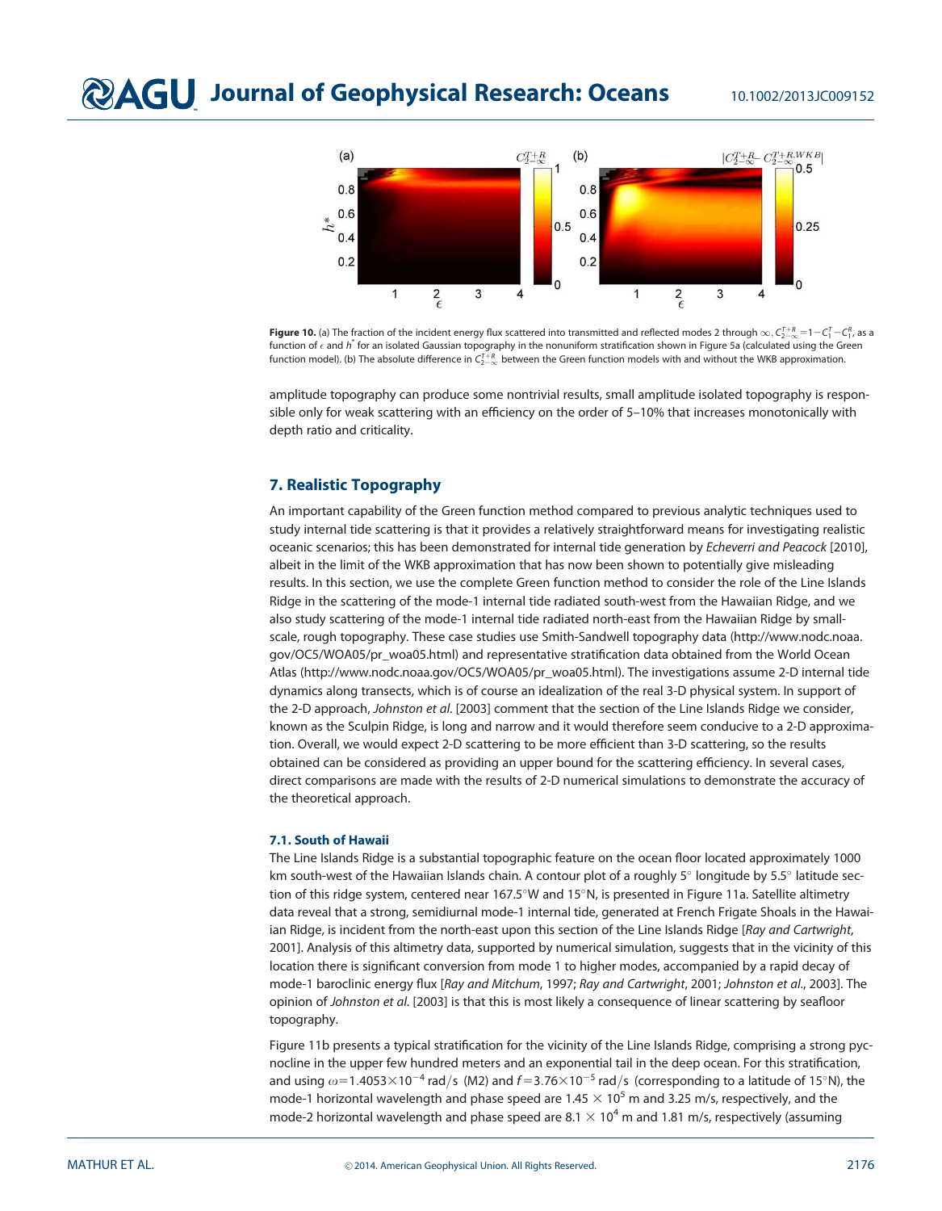**Figure 10.** (a) The fraction of the incident energy flux scattered into transmitted and reflected modes 2 through $\infty$, $C^{T+R}_{2-\infty}=1-C^T_1-C^R_1$, as a function of $\epsilon$ and $h^*$ for an isolated Gaussian topography in the nonuniform stratification shown in Figure 5a (calculated using the Green function model). (b) The absolute difference in $C^{T+R}_{2-\infty}$ between the Green function models with and without the WKB approximation.

amplitude topography can produce some nontrivial results, small amplitude isolated topography is responsible only for weak scattering with an efficiency on the order of 5–10% that increases monotonically with depth ratio and criticality.

## 7. Realistic Topography

An important capability of the Green function method compared to previous analytic techniques used to study internal tide scattering is that it provides a relatively straightforward means for investigating realistic oceanic scenarios; this has been demonstrated for internal tide generation by *Echeverri and Peacock* [2010], albeit in the limit of the WKB approximation that has now been shown to potentially give misleading results. In this section, we use the complete Green function method to consider the role of the Line Islands Ridge in the scattering of the mode-1 internal tide radiated south-west from the Hawaiian Ridge, and we also study scattering of the mode-1 internal tide radiated north-east from the Hawaiian Ridge by small-scale, rough topography. These case studies use Smith-Sandwell topography data (http://www.nodc.noaa.gov/OC5/WOA05/pr_woa05.html) and representative stratification data obtained from the World Ocean Atlas (http://www.nodc.noaa.gov/OC5/WOA05/pr_woa05.html). The investigations assume 2-D internal tide dynamics along transects, which is of course an idealization of the real 3-D physical system. In support of the 2-D approach, *Johnston et al.* [2003] comment that the section of the Line Islands Ridge we consider, known as the Sculpin Ridge, is long and narrow and it would therefore seem conducive to a 2-D approximation. Overall, we would expect 2-D scattering to be more efficient than 3-D scattering, so the results obtained can be considered as providing an upper bound for the scattering efficiency. In several cases, direct comparisons are made with the results of 2-D numerical simulations to demonstrate the accuracy of the theoretical approach.

### 7.1. South of Hawaii

The Line Islands Ridge is a substantial topographic feature on the ocean floor located approximately 1000 km south-west of the Hawaiian Islands chain. A contour plot of a roughly 5° longitude by 5.5° latitude section of this ridge system, centered near 167.5°W and 15°N, is presented in Figure 11a. Satellite altimetry data reveal that a strong, semidiurnal mode-1 internal tide, generated at French Frigate Shoals in the Hawaiian Ridge, is incident from the north-east upon this section of the Line Islands Ridge [*Ray and Cartwright*, 2001]. Analysis of this altimetry data, supported by numerical simulation, suggests that in the vicinity of this location there is significant conversion from mode 1 to higher modes, accompanied by a rapid decay of mode-1 baroclinic energy flux [*Ray and Mitchum*, 1997; *Ray and Cartwright*, 2001; *Johnston et al.*, 2003]. The opinion of *Johnston et al.* [2003] is that this is most likely a consequence of linear scattering by seafloor topography.

Figure 11b presents a typical stratification for the vicinity of the Line Islands Ridge, comprising a strong pycnocline in the upper few hundred meters and an exponential tail in the deep ocean. For this stratification, and using $\omega=1.4053\times10^{-4}$ rad/s (M2) and $f=3.76\times10^{-5}$ rad/s (corresponding to a latitude of 15°N), the mode-1 horizontal wavelength and phase speed are $1.45\times10^{5}$ m and 3.25 m/s, respectively, and the mode-2 horizontal wavelength and phase speed are $8.1\times10^{4}$ m and 1.81 m/s, respectively (assuming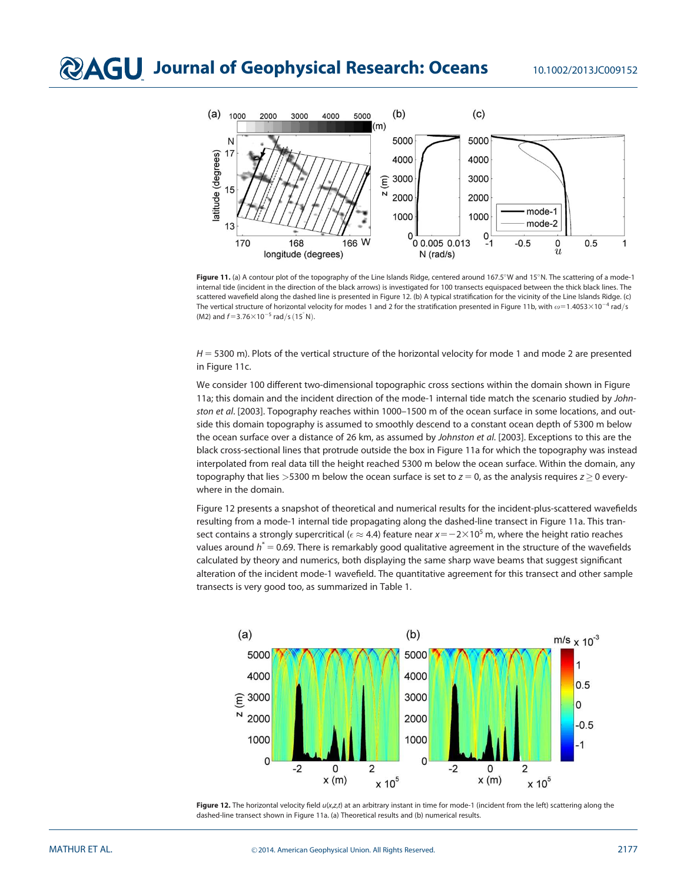Figure 11. (a) A contour plot of the topography of the Line Islands Ridge, centered around 167.5°W and 15°N. The scattering of a mode-1 internal tide (incident in the direction of the black arrows) is investigated for 100 transects equispaced between the thick black lines. The scattered wavefield along the dashed line is presented in Figure 12. (b) A typical stratification for the vicinity of the Line Islands Ridge. (c) The vertical structure of horizontal velocity for modes 1 and 2 for the stratification presented in Figure 11b, with $\omega=1.4053\times10^{-4}$ rad/s (M2) and $f=3.76\times10^{-5}$ rad/s (15°N).

$H = 5300$ m). Plots of the vertical structure of the horizontal velocity for mode 1 and mode 2 are presented in Figure 11c.

We consider 100 different two-dimensional topographic cross sections within the domain shown in Figure 11a; this domain and the incident direction of the mode-1 internal tide match the scenario studied by *Johnston et al.* [2003]. Topography reaches within 1000–1500 m of the ocean surface in some locations, and outside this domain topography is assumed to smoothly descend to a constant ocean depth of 5300 m below the ocean surface over a distance of 26 km, as assumed by *Johnston et al.* [2003]. Exceptions to this are the black cross-sectional lines that protrude outside the box in Figure 11a for which the topography was instead interpolated from real data till the height reached 5300 m below the ocean surface. Within the domain, any topography that lies >5300 m below the ocean surface is set to $z = 0$, as the analysis requires $z \geq 0$ everywhere in the domain.

Figure 12 presents a snapshot of theoretical and numerical results for the incident-plus-scattered wavefields resulting from a mode-1 internal tide propagating along the dashed-line transect in Figure 11a. This transect contains a strongly supercritical ($\epsilon \approx 4.4$) feature near $x = -2\times10^5$ m, where the height ratio reaches values around $h^* = 0.69$. There is remarkably good qualitative agreement in the structure of the wavefields calculated by theory and numerics, both displaying the same sharp wave beams that suggest significant alteration of the incident mode-1 wavefield. The quantitative agreement for this transect and other sample transects is very good too, as summarized in Table 1.

Figure 12. The horizontal velocity field $u(x,z,t)$ at an arbitrary instant in time for mode-1 (incident from the left) scattering along the dashed-line transect shown in Figure 11a. (a) Theoretical results and (b) numerical results.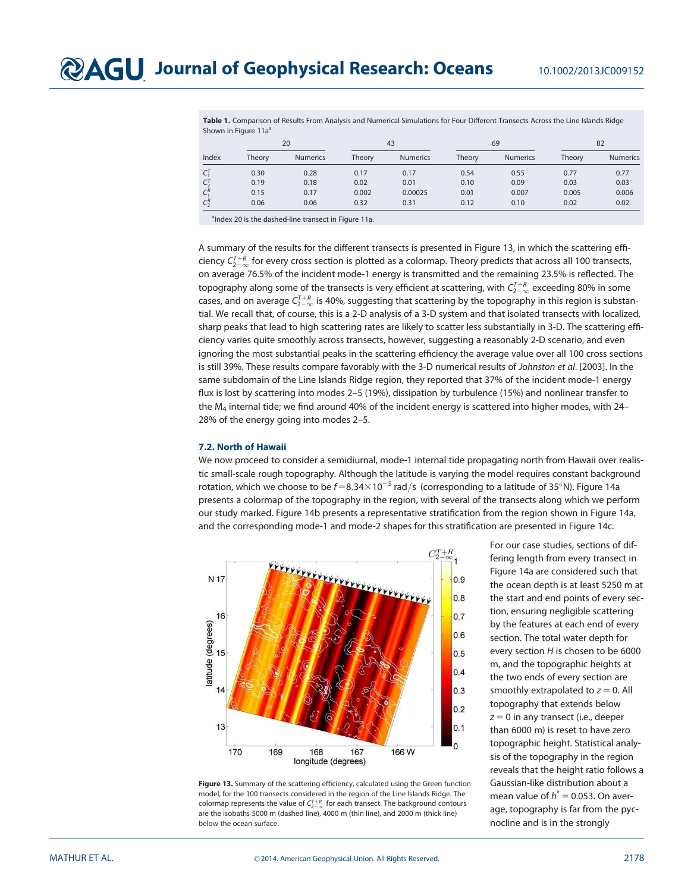**Table 1.** Comparison of Results From Analysis and Numerical Simulations for Four Different Transects Across the Line Islands Ridge Shown in Figure 11a[a]

| Index | 20 | | 43 | | 69 | | 82 | |
|---|---|---|---|---|---|---|---|---|
| | Theory | Numerics | Theory | Numerics | Theory | Numerics | Theory | Numerics |
| $C_1^T$ | 0.30 | 0.28 | 0.17 | 0.17 | 0.54 | 0.55 | 0.77 | 0.77 |
| $C_2^T$ | 0.19 | 0.18 | 0.02 | 0.01 | 0.10 | 0.09 | 0.03 | 0.03 |
| $C_1^R$ | 0.15 | 0.17 | 0.002 | 0.00025 | 0.01 | 0.007 | 0.005 | 0.006 |
| $C_2^R$ | 0.06 | 0.06 | 0.32 | 0.31 | 0.12 | 0.10 | 0.02 | 0.02 |

[a]Index 20 is the dashed-line transect in Figure 11a.

A summary of the results for the different transects is presented in Figure 13, in which the scattering efficiency $C_{2-\infty}^{T+R}$ for every cross section is plotted as a colormap. Theory predicts that across all 100 transects, on average 76.5% of the incident mode-1 energy is transmitted and the remaining 23.5% is reflected. The topography along some of the transects is very efficient at scattering, with $C_{2-\infty}^{T+R}$ exceeding 80% in some cases, and on average $C_{2-\infty}^{T+R}$ is 40%, suggesting that scattering by the topography in this region is substantial. We recall that, of course, this is a 2-D analysis of a 3-D system and that isolated transects with localized, sharp peaks that lead to high scattering rates are likely to scatter less substantially in 3-D. The scattering efficiency varies quite smoothly across transects, however, suggesting a reasonably 2-D scenario, and even ignoring the most substantial peaks in the scattering efficiency the average value over all 100 cross sections is still 39%. These results compare favorably with the 3-D numerical results of *Johnston et al.* [2003]. In the same subdomain of the Line Islands Ridge region, they reported that 37% of the incident mode-1 energy flux is lost by scattering into modes 2–5 (19%), dissipation by turbulence (15%) and nonlinear transfer to the $M_4$ internal tide; we find around 40% of the incident energy is scattered into higher modes, with 24–28% of the energy going into modes 2–5.

### 7.2. North of Hawaii

We now proceed to consider a semidiurnal, mode-1 internal tide propagating north from Hawaii over realistic small-scale rough topography. Although the latitude is varying the model requires constant background rotation, which we choose to be $f=8.34\times10^{-5}$ rad/s (corresponding to a latitude of 35°N). Figure 14a presents a colormap of the topography in the region, with several of the transects along which we perform our study marked. Figure 14b presents a representative stratification from the region shown in Figure 14a, and the corresponding mode-1 and mode-2 shapes for this stratification are presented in Figure 14c.

**Figure 13.** Summary of the scattering efficiency, calculated using the Green function model, for the 100 transects considered in the region of the Line Islands Ridge. The colormap represents the value of $C_{2-\infty}^{T+R}$ for each transect. The background contours are the isobaths 5000 m (dashed line), 4000 m (thin line), and 2000 m (thick line) below the ocean surface.

For our case studies, sections of differing length from every transect in Figure 14a are considered such that the ocean depth is at least 5250 m at the start and end points of every section, ensuring negligible scattering by the features at each end of every section. The total water depth for every section $H$ is chosen to be 6000 m, and the topographic heights at the two ends of every section are smoothly extrapolated to $z=0$. All topography that extends below $z=0$ in any transect (i.e., deeper than 6000 m) is reset to have zero topographic height. Statistical analysis of the topography in the region reveals that the height ratio follows a Gaussian-like distribution about a mean value of $h^*=0.053$. On average, topography is far from the pycnocline and is in the strongly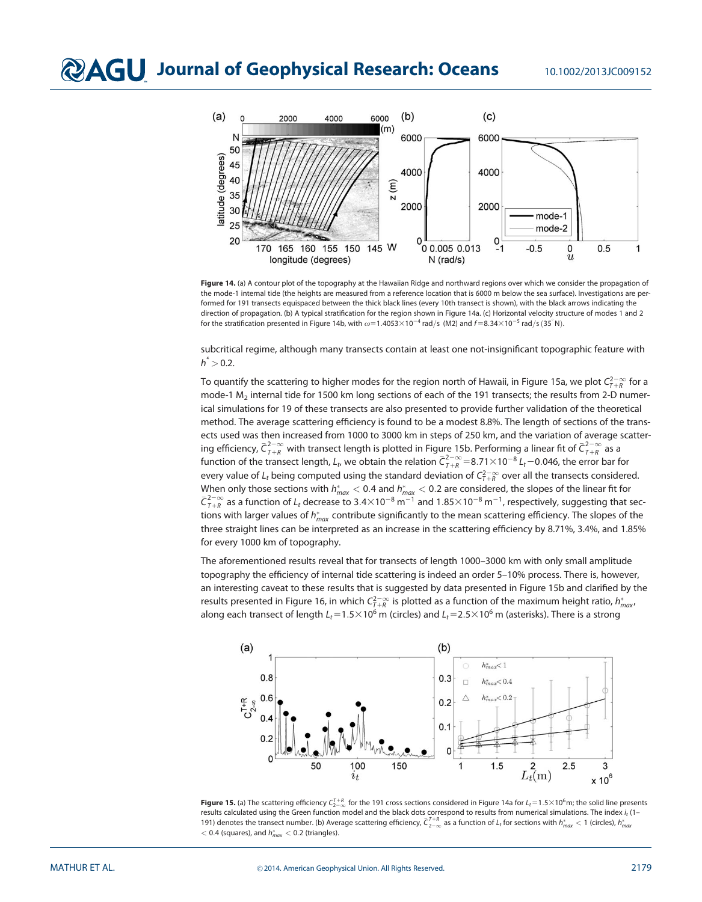Figure 14. (a) A contour plot of the topography at the Hawaiian Ridge and northward regions over which we consider the propagation of the mode-1 internal tide (the heights are measured from a reference location that is 6000 m below the sea surface). Investigations are performed for 191 transects equispaced between the thick black lines (every 10th transect is shown), with the black arrows indicating the direction of propagation. (b) A typical stratification for the region shown in Figure 14a. (c) Horizontal velocity structure of modes 1 and 2 for the stratification presented in Figure 14b, with $\omega = 1.4053\times10^{-4}$ rad/s (M2) and $f = 8.34\times10^{-5}$ rad/s (35°N).

subcritical regime, although many transects contain at least one not-insignificant topographic feature with $h^* > 0.2$.

To quantify the scattering to higher modes for the region north of Hawaii, in Figure 15a, we plot $C_{T+R}^{2-\infty}$ for a mode-1 $M_2$ internal tide for 1500 km long sections of each of the 191 transects; the results from 2-D numerical simulations for 19 of these transects are also presented to provide further validation of the theoretical method. The average scattering efficiency is found to be a modest 8.8%. The length of sections of the transects used was then increased from 1000 to 3000 km in steps of 250 km, and the variation of average scattering efficiency, $\bar{C}_{T+R}^{2-\infty}$ with transect length is plotted in Figure 15b. Performing a linear fit of $\bar{C}_{T+R}^{2-\infty}$ as a function of the transect length, $L_t$, we obtain the relation $\bar{C}_{T+R}^{2-\infty} = 8.71\times10^{-8}\,L_t - 0.046$, the error bar for every value of $L_t$ being computed using the standard deviation of $C_{T+R}^{2-\infty}$ over all the transects considered. When only those sections with $h^*_{max} < 0.4$ and $h^*_{max} < 0.2$ are considered, the slopes of the linear fit for $\bar{C}_{T+R}^{2-\infty}$ as a function of $L_t$ decrease to $3.4\times10^{-8}\ \mathrm{m}^{-1}$ and $1.85\times10^{-8}\ \mathrm{m}^{-1}$, respectively, suggesting that sections with larger values of $h^*_{max}$ contribute significantly to the mean scattering efficiency. The slopes of the three straight lines can be interpreted as an increase in the scattering efficiency by 8.71%, 3.4%, and 1.85% for every 1000 km of topography.

The aforementioned results reveal that for transects of length 1000–3000 km with only small amplitude topography the efficiency of internal tide scattering is indeed an order 5–10% process. There is, however, an interesting caveat to these results that is suggested by data presented in Figure 15b and clarified by the results presented in Figure 16, in which $C_{T+R}^{2-\infty}$ is plotted as a function of the maximum height ratio, $h^*_{max}$, along each transect of length $L_t = 1.5\times10^6$ m (circles) and $L_t = 2.5\times10^6$ m (asterisks). There is a strong

Figure 15. (a) The scattering efficiency $C_{2-\infty}^{T+R}$ for the 191 cross sections considered in Figure 14a for $L_t = 1.5\times10^6$m; the solid line presents results calculated using the Green function model and the black dots correspond to results from numerical simulations. The index $i_t$ (1–191) denotes the transect number. (b) Average scattering efficiency, $\bar{C}_{2-\infty}^{T+R}$ as a function of $L_t$ for sections with $h^*_{max} < 1$ (circles), $h^*_{max} < 0.4$ (squares), and $h^*_{max} < 0.2$ (triangles).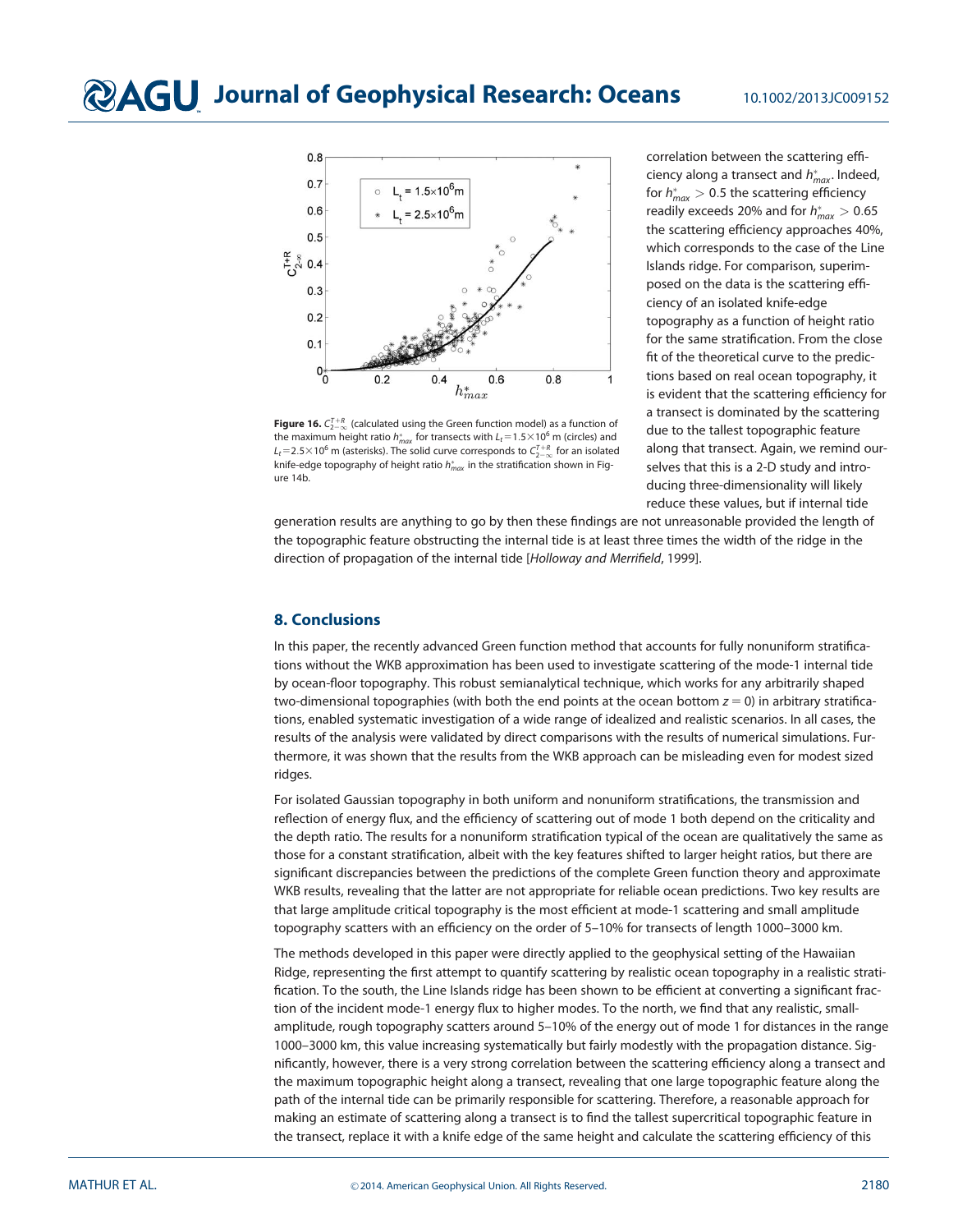**Figure 16.** $C_{2-\infty}^{T+R}$ (calculated using the Green function model) as a function of the maximum height ratio $h^*_{max}$ for transects with $L_t = 1.5\times10^6$ m (circles) and $L_t = 2.5\times10^6$ m (asterisks). The solid curve corresponds to $C_{2-\infty}^{T+R}$ for an isolated knife-edge topography of height ratio $h^*_{max}$ in the stratification shown in Figure 14b.

correlation between the scattering efficiency along a transect and $h^*_{max}$. Indeed, for $h^*_{max} > 0.5$ the scattering efficiency readily exceeds 20% and for $h^*_{max} > 0.65$ the scattering efficiency approaches 40%, which corresponds to the case of the Line Islands ridge. For comparison, superimposed on the data is the scattering efficiency of an isolated knife-edge topography as a function of height ratio for the same stratification. From the close fit of the theoretical curve to the predictions based on real ocean topography, it is evident that the scattering efficiency for a transect is dominated by the scattering due to the tallest topographic feature along that transect. Again, we remind ourselves that this is a 2-D study and introducing three-dimensionality will likely reduce these values, but if internal tide generation results are anything to go by then these findings are not unreasonable provided the length of the topographic feature obstructing the internal tide is at least three times the width of the ridge in the direction of propagation of the internal tide [*Holloway and Merrifield*, 1999].

## 8. Conclusions

In this paper, the recently advanced Green function method that accounts for fully nonuniform stratifications without the WKB approximation has been used to investigate scattering of the mode-1 internal tide by ocean-floor topography. This robust semianalytical technique, which works for any arbitrarily shaped two-dimensional topographies (with both the end points at the ocean bottom $z = 0$) in arbitrary stratifications, enabled systematic investigation of a wide range of idealized and realistic scenarios. In all cases, the results of the analysis were validated by direct comparisons with the results of numerical simulations. Furthermore, it was shown that the results from the WKB approach can be misleading even for modest sized ridges.

For isolated Gaussian topography in both uniform and nonuniform stratifications, the transmission and reflection of energy flux, and the efficiency of scattering out of mode 1 both depend on the criticality and the depth ratio. The results for a nonuniform stratification typical of the ocean are qualitatively the same as those for a constant stratification, albeit with the key features shifted to larger height ratios, but there are significant discrepancies between the predictions of the complete Green function theory and approximate WKB results, revealing that the latter are not appropriate for reliable ocean predictions. Two key results are that large amplitude critical topography is the most efficient at mode-1 scattering and small amplitude topography scatters with an efficiency on the order of 5–10% for transects of length 1000–3000 km.

The methods developed in this paper were directly applied to the geophysical setting of the Hawaiian Ridge, representing the first attempt to quantify scattering by realistic ocean topography in a realistic stratification. To the south, the Line Islands ridge has been shown to be efficient at converting a significant fraction of the incident mode-1 energy flux to higher modes. To the north, we find that any realistic, small-amplitude, rough topography scatters around 5–10% of the energy out of mode 1 for distances in the range 1000–3000 km, this value increasing systematically but fairly modestly with the propagation distance. Significantly, however, there is a very strong correlation between the scattering efficiency along a transect and the maximum topographic height along a transect, revealing that one large topographic feature along the path of the internal tide can be primarily responsible for scattering. Therefore, a reasonable approach for making an estimate of scattering along a transect is to find the tallest supercritical topographic feature in the transect, replace it with a knife edge of the same height and calculate the scattering efficiency of this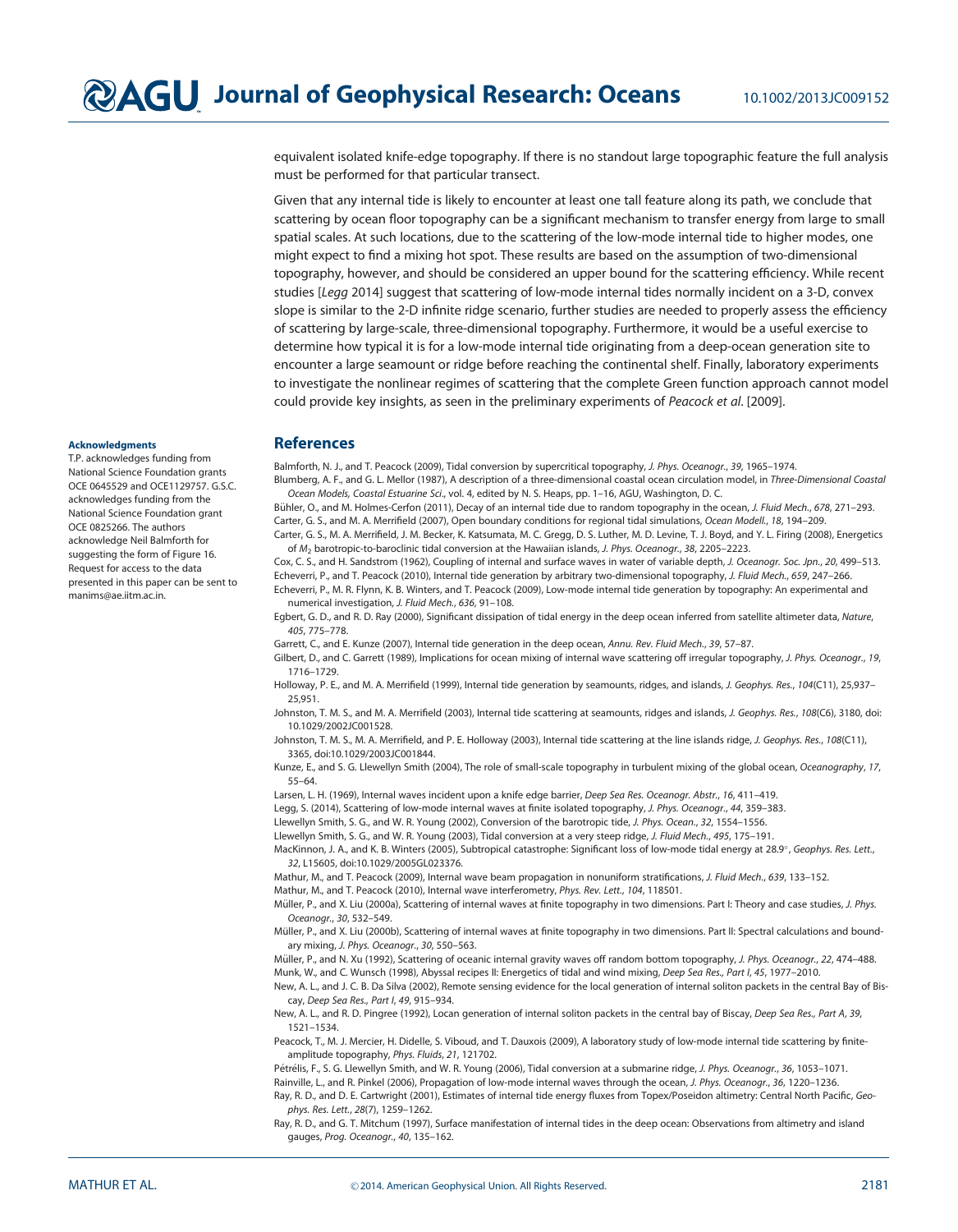equivalent isolated knife-edge topography. If there is no standout large topographic feature the full analysis must be performed for that particular transect.

Given that any internal tide is likely to encounter at least one tall feature along its path, we conclude that scattering by ocean floor topography can be a significant mechanism to transfer energy from large to small spatial scales. At such locations, due to the scattering of the low-mode internal tide to higher modes, one might expect to find a mixing hot spot. These results are based on the assumption of two-dimensional topography, however, and should be considered an upper bound for the scattering efficiency. While recent studies [*Legg* 2014] suggest that scattering of low-mode internal tides normally incident on a 3-D, convex slope is similar to the 2-D infinite ridge scenario, further studies are needed to properly assess the efficiency of scattering by large-scale, three-dimensional topography. Furthermore, it would be a useful exercise to determine how typical it is for a low-mode internal tide originating from a deep-ocean generation site to encounter a large seamount or ridge before reaching the continental shelf. Finally, laboratory experiments to investigate the nonlinear regimes of scattering that the complete Green function approach cannot model could provide key insights, as seen in the preliminary experiments of *Peacock et al*. [2009].

**Acknowledgments**

T.P. acknowledges funding from National Science Foundation grants OCE 0645529 and OCE1129757. G.S.C. acknowledges funding from the National Science Foundation grant OCE 0825266. The authors acknowledge Neil Balmforth for suggesting the form of Figure 16. Request for access to the data presented in this paper can be sent to manims@ae.iitm.ac.in.

## References

Balmforth, N. J., and T. Peacock (2009), Tidal conversion by supercritical topography, *J. Phys. Oceanogr.*, *39*, 1965–1974.

Blumberg, A. F., and G. L. Mellor (1987), A description of a three-dimensional coastal ocean circulation model, in *Three-Dimensional Coastal Ocean Models, Coastal Estuarine Sci*., vol. 4, edited by N. S. Heaps, pp. 1–16, AGU, Washington, D. C.

Bühler, O., and M. Holmes-Cerfon (2011), Decay of an internal tide due to random topography in the ocean, *J. Fluid Mech.*, *678*, 271–293.

Carter, G. S., and M. A. Merrifield (2007), Open boundary conditions for regional tidal simulations, *Ocean Modell.*, *18*, 194–209.

Carter, G. S., M. A. Merrifield, J. M. Becker, K. Katsumata, M. C. Gregg, D. S. Luther, M. D. Levine, T. J. Boyd, and Y. L. Firing (2008), Energetics of $M_2$ barotropic-to-baroclinic tidal conversion at the Hawaiian islands, *J. Phys. Oceanogr.*, *38*, 2205–2223.

Cox, C. S., and H. Sandstrom (1962), Coupling of internal and surface waves in water of variable depth, *J. Oceanogr. Soc. Jpn.*, *20*, 499–513.

Echeverri, P., and T. Peacock (2010), Internal tide generation by arbitrary two-dimensional topography, *J. Fluid Mech.*, *659*, 247–266.

Echeverri, P., M. R. Flynn, K. B. Winters, and T. Peacock (2009), Low-mode internal tide generation by topography: An experimental and numerical investigation, *J. Fluid Mech.*, *636*, 91–108.

Egbert, G. D., and R. D. Ray (2000), Significant dissipation of tidal energy in the deep ocean inferred from satellite altimeter data, *Nature*, *405*, 775–778.

Garrett, C., and E. Kunze (2007), Internal tide generation in the deep ocean, *Annu. Rev. Fluid Mech.*, *39*, 57–87.

Gilbert, D., and C. Garrett (1989), Implications for ocean mixing of internal wave scattering off irregular topography, *J. Phys. Oceanogr.*, *19*, 1716–1729.

Holloway, P. E., and M. A. Merrifield (1999), Internal tide generation by seamounts, ridges, and islands, *J. Geophys. Res.*, *104*(C11), 25,937–25,951.

Johnston, T. M. S., and M. A. Merrifield (2003), Internal tide scattering at seamounts, ridges and islands, *J. Geophys. Res.*, *108*(C6), 3180, doi:10.1029/2002JC001528.

Johnston, T. M. S., M. A. Merrifield, and P. E. Holloway (2003), Internal tide scattering at the line islands ridge, *J. Geophys. Res.*, *108*(C11), 3365, doi:10.1029/2003JC001844.

Kunze, E., and S. G. Llewellyn Smith (2004), The role of small-scale topography in turbulent mixing of the global ocean, *Oceanography*, *17*, 55–64.

Larsen, L. H. (1969), Internal waves incident upon a knife edge barrier, *Deep Sea Res. Oceanogr. Abstr.*, *16*, 411–419.

Legg, S. (2014), Scattering of low-mode internal waves at finite isolated topography, *J. Phys. Oceanogr.*, *44*, 359–383.

Llewellyn Smith, S. G., and W. R. Young (2002), Conversion of the barotropic tide, *J. Phys. Ocean.*, *32*, 1554–1556.

Llewellyn Smith, S. G., and W. R. Young (2003), Tidal conversion at a very steep ridge, *J. Fluid Mech.*, *495*, 175–191.

MacKinnon, J. A., and K. B. Winters (2005), Subtropical catastrophe: Significant loss of low-mode tidal energy at 28.9°, *Geophys. Res. Lett.*, *32*, L15605, doi:10.1029/2005GL023376.

Mathur, M., and T. Peacock (2009), Internal wave beam propagation in nonuniform stratifications, *J. Fluid Mech.*, *639*, 133–152.

Mathur, M., and T. Peacock (2010), Internal wave interferometry, *Phys. Rev. Lett.*, *104*, 118501.

Müller, P., and X. Liu (2000a), Scattering of internal waves at finite topography in two dimensions. Part I: Theory and case studies, *J. Phys. Oceanogr.*, *30*, 532–549.

Müller, P., and X. Liu (2000b), Scattering of internal waves at finite topography in two dimensions. Part II: Spectral calculations and boundary mixing, *J. Phys. Oceanogr.*, *30*, 550–563.

Müller, P., and N. Xu (1992), Scattering of oceanic internal gravity waves off random bottom topography, *J. Phys. Oceanogr.*, *22*, 474–488.

Munk, W., and C. Wunsch (1998), Abyssal recipes II: Energetics of tidal and wind mixing, *Deep Sea Res., Part I*, *45*, 1977–2010.

New, A. L., and J. C. B. Da Silva (2002), Remote sensing evidence for the local generation of internal soliton packets in the central Bay of Biscay, *Deep Sea Res., Part I*, *49*, 915–934.

New, A. L., and R. D. Pingree (1992), Locan generation of internal soliton packets in the central bay of Biscay, *Deep Sea Res., Part A*, *39*, 1521–1534.

Peacock, T., M. J. Mercier, H. Didelle, S. Viboud, and T. Dauxois (2009), A laboratory study of low-mode internal tide scattering by finite-amplitude topography, *Phys. Fluids*, *21*, 121702.

Pétrélis, F., S. G. Llewellyn Smith, and W. R. Young (2006), Tidal conversion at a submarine ridge, *J. Phys. Oceanogr.*, *36*, 1053–1071.

Rainville, L., and R. Pinkel (2006), Propagation of low-mode internal waves through the ocean, *J. Phys. Oceanogr.*, *36*, 1220–1236.

Ray, R. D., and D. E. Cartwright (2001), Estimates of internal tide energy fluxes from Topex/Poseidon altimetry: Central North Pacific, *Geophys. Res. Lett.*, *28*(7), 1259–1262.

Ray, R. D., and G. T. Mitchum (1997), Surface manifestation of internal tides in the deep ocean: Observations from altimetry and island gauges, *Prog. Oceanogr.*, *40*, 135–162.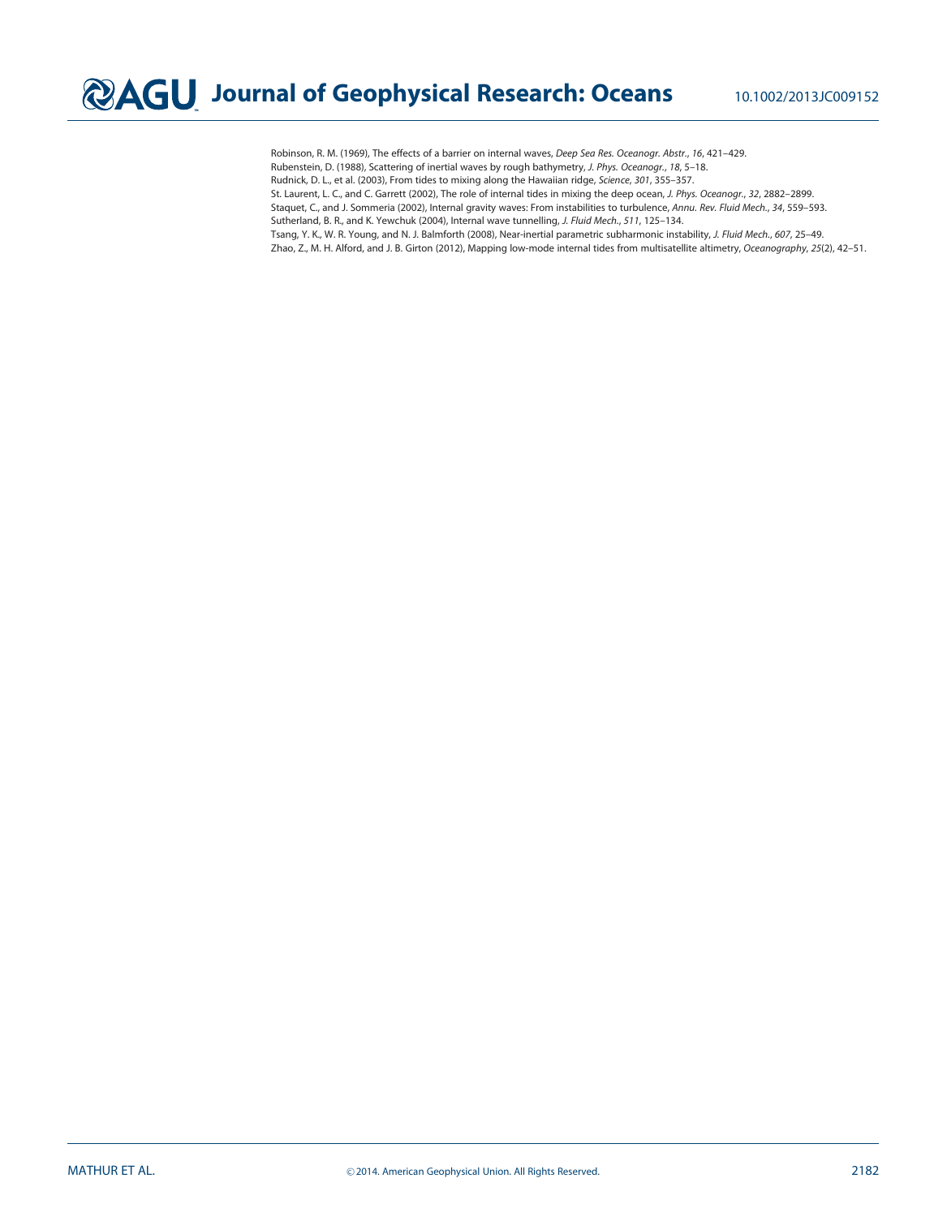Robinson, R. M. (1969), The effects of a barrier on internal waves, *Deep Sea Res. Oceanogr. Abstr.*, *16*, 421–429.

Rubenstein, D. (1988), Scattering of inertial waves by rough bathymetry, *J. Phys. Oceanogr.*, *18*, 5–18.

Rudnick, D. L., et al. (2003), From tides to mixing along the Hawaiian ridge, *Science*, *301*, 355–357.

St. Laurent, L. C., and C. Garrett (2002), The role of internal tides in mixing the deep ocean, *J. Phys. Oceanogr.*, *32*, 2882–2899.

Staquet, C., and J. Sommeria (2002), Internal gravity waves: From instabilities to turbulence, *Annu. Rev. Fluid Mech.*, *34*, 559–593.

Sutherland, B. R., and K. Yewchuk (2004), Internal wave tunnelling, *J. Fluid Mech.*, *511*, 125–134.

Tsang, Y. K., W. R. Young, and N. J. Balmforth (2008), Near-inertial parametric subharmonic instability, *J. Fluid Mech.*, *607*, 25–49.

Zhao, Z., M. H. Alford, and J. B. Girton (2012), Mapping low-mode internal tides from multisatellite altimetry, *Oceanography*, *25*(2), 42–51.